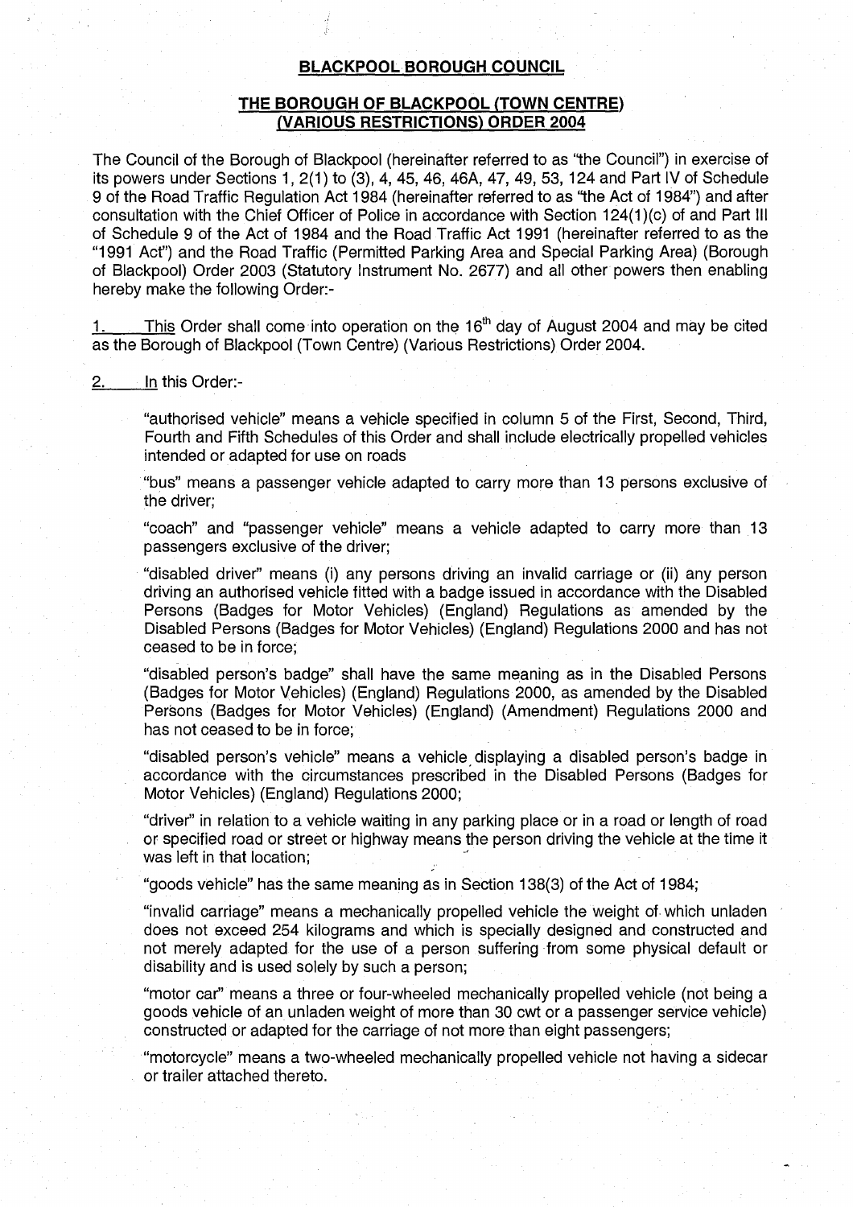# BLACKPOOL BOROUGH COUNCIL

## THE BOROUGH OF BLACKPOOL (TOWN CENTRE) (VARIOUS RESTRICTIONS) ORDER 2004

The Council of the Borough of Blackpool (hereinafter referred to as "the Council") in exercise of its powers under Sections 1, 2(1) to (3), 4, 45, 46, 46A, 47, 49, 53, 124 and Part IV of Schedule 9 of the Road Traffic Regulation Act 1984 (hereinafter referred to as "the Act of 1984") and after consultation with the Chief Officer of Police in accordance with Section 124(1)(c) of and Part III of Schedule 9 of the Act of 1984 and the Road Traffic Act 1991 (hereinafter referred to as the "1991 Act") and the Road Traffic (Permitted Parking Area and Special Parking Area) (Borough of Blackpool) Order 2003 (Statutory Instrument No. 2677) and all other powers then enabling hereby make the following Order:-

1. This Order shall come into operation on the 16th day of August 2004 and may be cited as the Borough of Blackpool (Town Centre) (Various Restrictions) Order 2004.

2. In this Order:-

"authorised vehicle" means a vehicle specified in column 5 of the First, Second, Third, Fourth and Fifth Schedules of this Order and shall include electrically propelled vehicles intended or adapted for use on roads

"bus" means a passenger vehicle adapted to carry more than 13 persons exclusive of the driver;

"coach" and "passenger vehicle" means a vehicle adapted to carry more than 13 passengers exclusive of the driver;

"disabled driver" means (i) any persons driving an invalid carriage or (ii) any person driving an authorised vehicle fitted with a badge issued in accordance with the Disabled Persons (Badges for Motor Vehicles) (England) Regulations as amended by the Disabled Persons (Badges for Motor Vehicles) (England) Regulations 2000 and has not ceased to be in force;

"disabled person's badge" shall have the same meaning as in the Disabled Persons (Badges for Motor Vehicles) (England) Regulations 2000, as amended by the Disabled Persons (Badges for Motor Vehicles) (England) (Amendment) Regulations 2000 and has not ceased to be in force;

"disabled person's vehicle" means a vehicle displaying a disabled person's badge in accordance with the circumstances prescribed in the Disabled Persons (Badges for Motor Vehicles) (England) Regulations 2000;

"driver" in relation to a vehicle waiting in any parking place or in a road or length of road or specified road or street or highway means the person driving the vehicle at the time it was left in that location;

"goods vehicle" has the same meaning as in Section 138(3) of the Act of 1984;

"invalid carriage" means a mechanically propelled vehicle the weight of which unladen does not exceed 254 kilograms and which is specially designed and constructed and not merely adapted for the use of a person suffering from some physical default or disability and is used solely by such a person;

"motor car" means a three or four-wheeled mechanically propelled vehicle (not being a goods vehicle of an unladen weight of more than 30 cwt or a passenger service vehicle) constructed or adapted for the carriage of not more than eight passengers;

"motorcycle" means a two-wheeled mechanically propelled vehicle not having a sidecar or trailer attached thereto.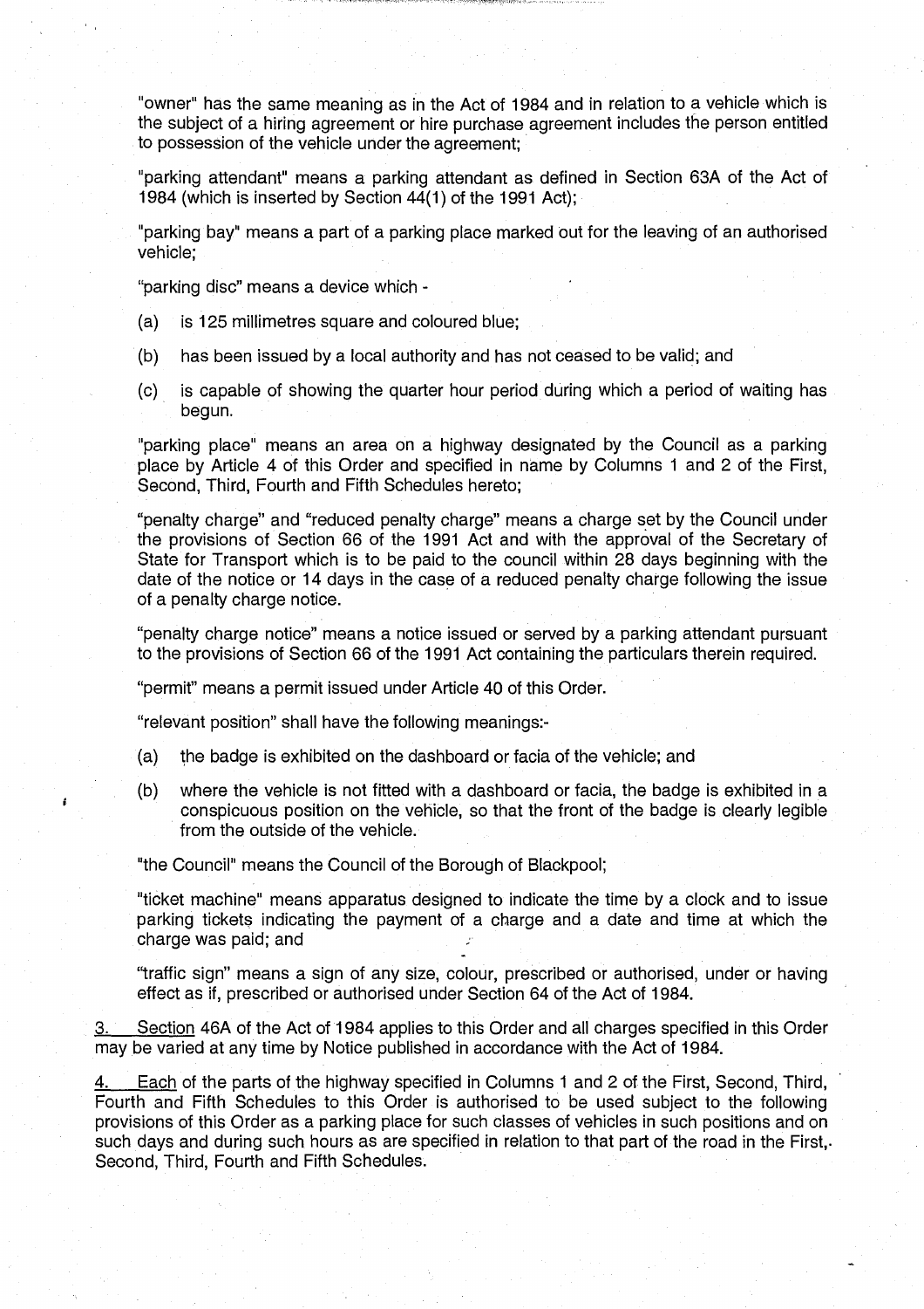"owner" has the same meaning as in the Act of 1984 and in relation to a vehicle which is the subject of a hiring agreement or hire purchase agreement includes the person entitled to possession of the vehicle under the agreement;

"parking attendant" means a parking attendant as defined in Section 63A of the Act of 1984 (which is inserted by Section 44(1) of the 1991 Act);

"parking bay" means a part of a parking place marked out for the leaving of an authorised vehicle;

"parking disc" means a device which -

(a) is 125 millimetres square and coloured blue;

(b) has been issued by a local authority and has not ceased to be valid; and

(c) is capable of showing the quarter hour period during which a period of waiting has begun.

"parking place" means an area on a highway designated by the Council as a parking place by Article 4 of this Order and specified in name by Columns 1 and 2 of the First, Second, Third, Fourth and Fifth Schedules hereto;

"penalty charge" and "reduced penalty charge" means a charge set by the Council under the provisions of Section 66 of the 1991 Act and with the approval of the Secretary of State for Transport which is to be paid to the council within 28 days beginning with the date of the notice or 14 days in the case of a reduced penalty charge following the issue of a penalty charge notice.

"penalty charge notice" means a notice issued or served by a parking attendant pursuant to the provisions of Section 66 of the 1991 Act containing the particulars therein required.

"permit" means a permit issued under Article 40 of this Order.

"relevant position" shall have the following meanings:-

(a) the badge is exhibited on the dashboard or facia of the vehicle; and

(b) where the vehicle is not fitted with a dashboard or facia, the badge is exhibited in a conspicuous position on the vehicle, so that the front of the badge is clearly legible from the outside of the vehicle.

"the Council" means the Council of the Borough of Blackpool;

"ticket machine" means apparatus designed to indicate the time by a clock and to issue parking tickets indicating the payment of a charge and a date and time at which the charge was paid; and

"traffic sign" means a sign of any size, colour, prescribed or authorised, under or having effect as if, prescribed or authorised under Section 64 of the Act of 1984.

3. Section 46A of the Act of 1984 applies to this Order and all charges specified in this Order may be varied at any time by Notice published in accordance with the Act of 1984.

4. Each of the parts of the highway specified in Columns 1 and 2 of the First, Second, Third, Fourth and Fifth Schedules to this Order is authorised to be used subject to the following provisions of this Order as a parking place for such classes of vehicles in such positions and on such days and during such hours as are specified in relation to that part of the road in the First, Second, Third, Fourth and Fifth Schedules.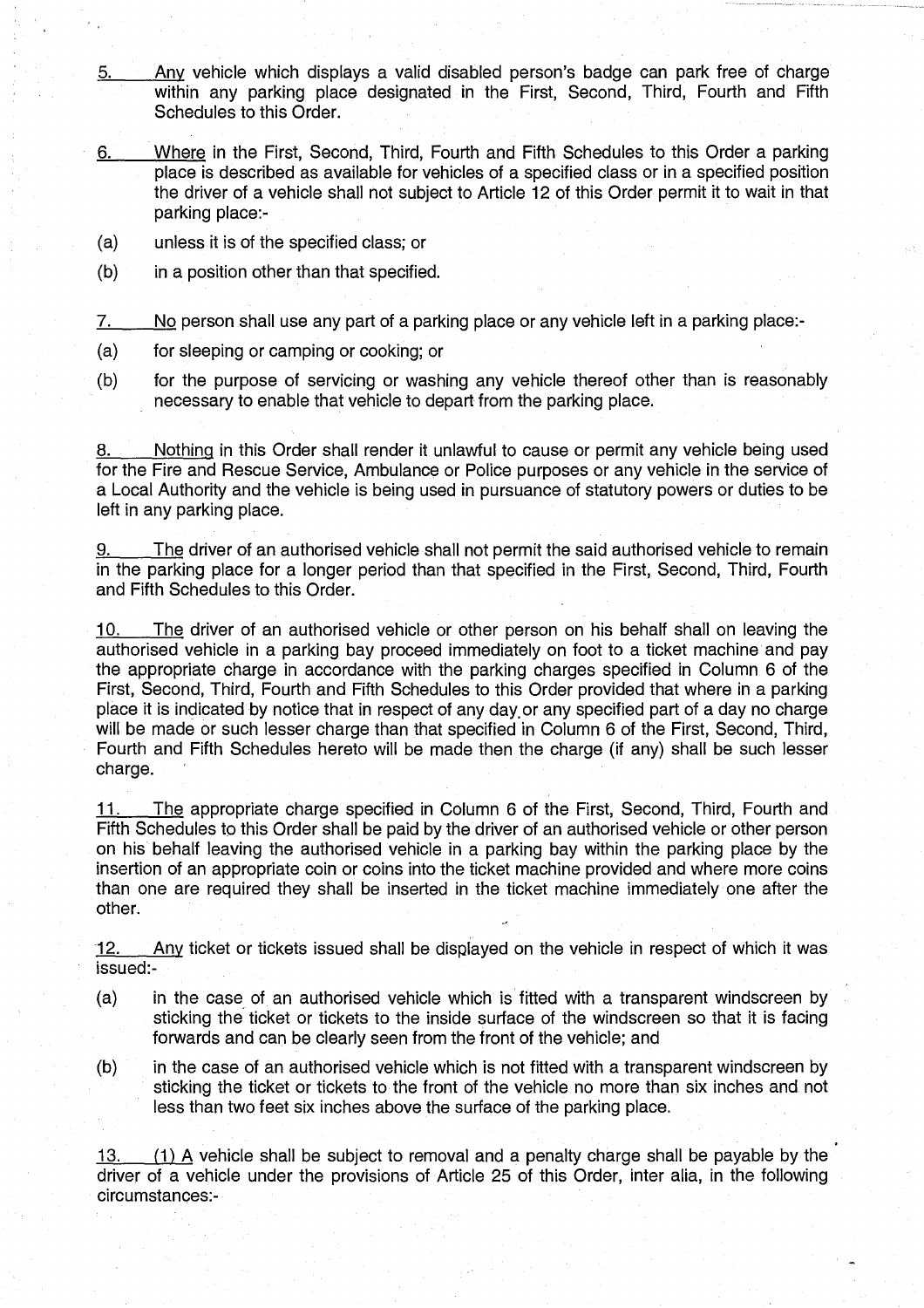5. Any vehicle which displays a valid disabled person's badge can park free of charge within any parking place designated in the First, Second, Third, Fourth and Fifth Schedules to this Order.

6. Where in the First, Second, Third, Fourth and Fifth Schedules to this Order a parking place is described as available for vehicles of a specified class or in a specified position the driver of a vehicle shall not subject to Article 12 of this Order permit it to wait in that parking place:-

(a) unless it is of the specified class; or

(b) in a position other than that specified.

7. No person shall use any part of a parking place or any vehicle left in a parking place:-

(a) for sleeping or camping or cooking; or

(b) for the purpose of servicing or washing any vehicle thereof other than is reasonably necessary to enable that vehicle to depart from the parking place.

8. Nothing in this Order shall render it unlawful to cause or permit any vehicle being used for the Fire and Rescue Service, Ambulance or Police purposes or any vehicle in the service of a Local Authority and the vehicle is being used in pursuance of statutory powers or duties to be left in any parking place.

9. The driver of an authorised vehicle shall not permit the said authorised vehicle to remain in the parking place for a longer period than that specified in the First, Second, Third, Fourth and Fifth Schedules to this Order.

10. The driver of an authorised vehicle or other person on his behalf shall on leaving the authorised vehicle in a parking bay proceed immediately on foot to a ticket machine and pay the appropriate charge in accordance with the parking charges specified in Column 6 of the First, Second, Third, Fourth and Fifth Schedules to this Order provided that where in a parking place it is indicated by notice that in respect of any day or any specified part of a day no charge will be made or such lesser charge than that specified in Column 6 of the First, Second, Third, Fourth and Fifth Schedules hereto will be made then the charge (if any) shall be such lesser charge.

11. The appropriate charge specified in Column 6 of the First, Second, Third, Fourth and Fifth Schedules to this Order shall be paid by the driver of an authorised vehicle or other person on his behalf leaving the authorised vehicle in a parking bay within the parking place by the insertion of an appropriate coin or coins into the ticket machine provided and where more coins than one are required they shall be inserted in the ticket machine immediately one after the other.

12. Any ticket or tickets issued shall be displayed on the vehicle in respect of which it was issued:-

(a) in the case of an authorised vehicle which is fitted with a transparent windscreen by sticking the ticket or tickets to the inside surface of the windscreen so that it is facing forwards and can be clearly seen from the front of the vehicle; and

(b) in the case of an authorised vehicle which is not fitted with a transparent windscreen by sticking the ticket or tickets to the front of the vehicle no more than six inches and not less than two feet six inches above the surface of the parking place.

13. (1) A vehicle shall be subject to removal and a penalty charge shall be payable by the driver of a vehicle under the provisions of Article 25 of this Order, inter alia, in the following circumstances:-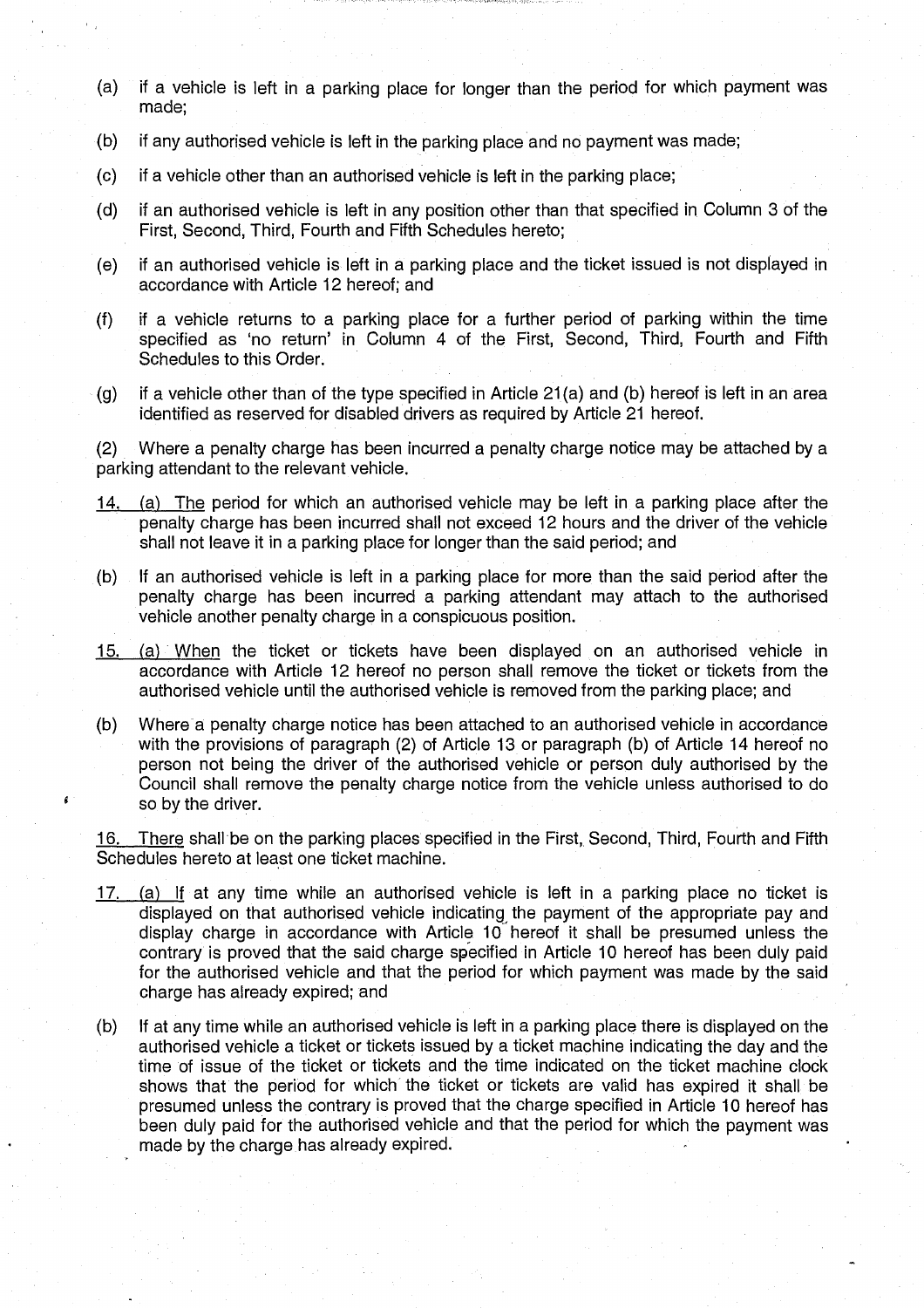(a) if a vehicle is left in a parking place for longer than the period for which payment was made;

(b) if any authorised vehicle is left in the parking place and no payment was made;

(c) if a vehicle other than an authorised vehicle is left in the parking place;

(d) if an authorised vehicle is left in any position other than that specified in Column 3 of the First, Second, Third, Fourth and Fifth Schedules hereto;

(e) if an authorised vehicle is left in a parking place and the ticket issued is not displayed in accordance with Article 12 hereof; and

(f) if a vehicle returns to a parking place for a further period of parking within the time specified as 'no return' in Column 4 of the First, Second, Third, Fourth and Fifth Schedules to this Order.

(g) if a vehicle other than of the type specified in Article 21(a) and (b) hereof is left in an area identified as reserved for disabled drivers as required by Article 21 hereof.

(2) Where a penalty charge has been incurred a penalty charge notice may be attached by a parking attendant to the relevant vehicle.

14. (a) The period for which an authorised vehicle may be left in a parking place after the penalty charge has been incurred shall not exceed 12 hours and the driver of the vehicle shall not leave it in a parking place for longer than the said period; and

(b) If an authorised vehicle is left in a parking place for more than the said period after the penalty charge has been incurred a parking attendant may attach to the authorised vehicle another penalty charge in a conspicuous position.

15. (a) When the ticket or tickets have been displayed on an authorised vehicle in accordance with Article 12 hereof no person shall remove the ticket or tickets from the authorised vehicle until the authorised vehicle is removed from the parking place; and

(b) Where a penalty charge notice has been attached to an authorised vehicle in accordance with the provisions of paragraph (2) of Article 13 or paragraph (b) of Article 14 hereof no person not being the driver of the authorised vehicle or person duly authorised by the Council shall remove the penalty charge notice from the vehicle unless authorised to do so by the driver.

16. There shall be on the parking places specified in the First, Second, Third, Fourth and Fifth Schedules hereto at least one ticket machine.

17. (a) If at any time while an authorised vehicle is left in a parking place no ticket is displayed on that authorised vehicle indicating the payment of the appropriate pay and display charge in accordance with Article 10 hereof it shall be presumed unless the contrary is proved that the said charge specified in Article 10 hereof has been duly paid for the authorised vehicle and that the period for which payment was made by the said charge has already expired; and

(b) If at any time while an authorised vehicle is left in a parking place there is displayed on the authorised vehicle a ticket or tickets issued by a ticket machine indicating the day and the time of issue of the ticket or tickets and the time indicated on the ticket machine clock shows that the period for which the ticket or tickets are valid has expired it shall be presumed unless the contrary is proved that the charge specified in Article 10 hereof has been duly paid for the authorised vehicle and that the period for which the payment was made by the charge has already expired.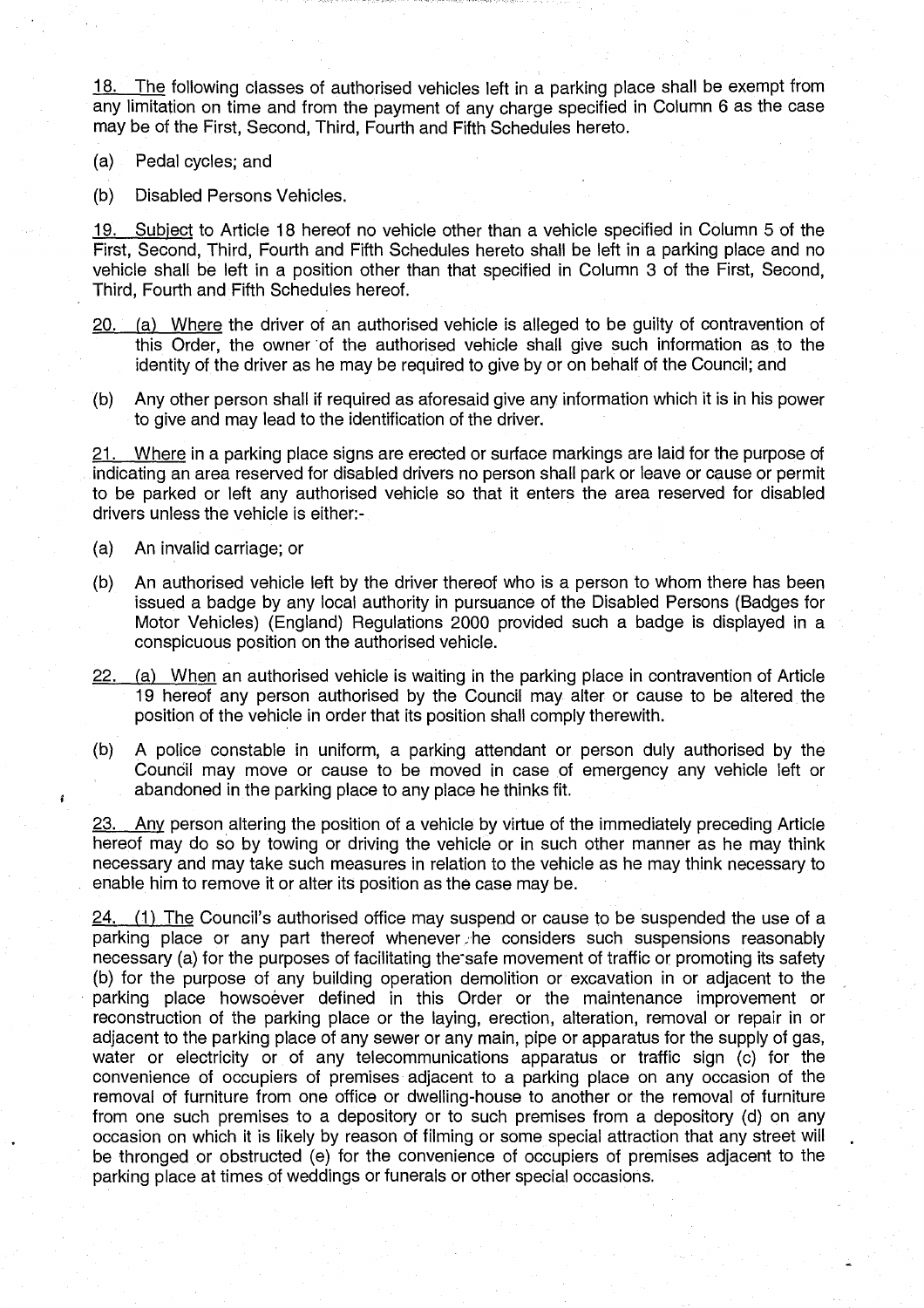18. The following classes of authorised vehicles left in a parking place shall be exempt from any limitation on time and from the payment of any charge specified in Column 6 as the case may be of the First, Second, Third, Fourth and Fifth Schedules hereto.

(a) Pedal cycles; and

(b) Disabled Persons Vehicles.

19. Subject to Article 18 hereof no vehicle other than a vehicle specified in Column 5 of the First, Second, Third, Fourth and Fifth Schedules hereto shall be left in a parking place and no vehicle shall be left in a position other than that specified in Column 3 of the First, Second, Third, Fourth and Fifth Schedules hereof.

20. (a) Where the driver of an authorised vehicle is alleged to be guilty of contravention of this Order, the owner of the authorised vehicle shall give such information as to the identity of the driver as he may be required to give by or on behalf of the Council; and

(b) Any other person shall if required as aforesaid give any information which it is in his power to give and may lead to the identification of the driver.

21. Where in a parking place signs are erected or surface markings are laid for the purpose of indicating an area reserved for disabled drivers no person shall park or leave or cause or permit to be parked or left any authorised vehicle so that it enters the area reserved for disabled drivers unless the vehicle is either:-

(a) An invalid carriage; or

(b) An authorised vehicle left by the driver thereof who is a person to whom there has been issued a badge by any local authority in pursuance of the Disabled Persons (Badges for Motor Vehicles) (England) Regulations 2000 provided such a badge is displayed in a conspicuous position on the authorised vehicle.

22. (a) When an authorised vehicle is waiting in the parking place in contravention of Article 19 hereof any person authorised by the Council may alter or cause to be altered the position of the vehicle in order that its position shall comply therewith.

(b) A police constable in uniform, a parking attendant or person duly authorised by the Council may move or cause to be moved in case of emergency any vehicle left or abandoned in the parking place to any place he thinks fit.

23. Any person altering the position of a vehicle by virtue of the immediately preceding Article hereof may do so by towing or driving the vehicle or in such other manner as he may think necessary and may take such measures in relation to the vehicle as he may think necessary to enable him to remove it or alter its position as the case may be.

24. (1) The Council's authorised office may suspend or cause to be suspended the use of a parking place or any part thereof whenever he considers such suspensions reasonably necessary (a) for the purposes of facilitating the safe movement of traffic or promoting its safety (b) for the purpose of any building operation demolition or excavation in or adjacent to the parking place howsoever defined in this Order or the maintenance improvement or reconstruction of the parking place or the laying, erection, alteration, removal or repair in or adjacent to the parking place of any sewer or any main, pipe or apparatus for the supply of gas, water or electricity or of any telecommunications apparatus or traffic sign (c) for the convenience of occupiers of premises adjacent to a parking place on any occasion of the removal of furniture from one office or dwelling-house to another or the removal of furniture from one such premises to a depository or to such premises from a depository (d) on any occasion on which it is likely by reason of filming or some special attraction that any street will be thronged or obstructed (e) for the convenience of occupiers of premises adjacent to the parking place at times of weddings or funerals or other special occasions.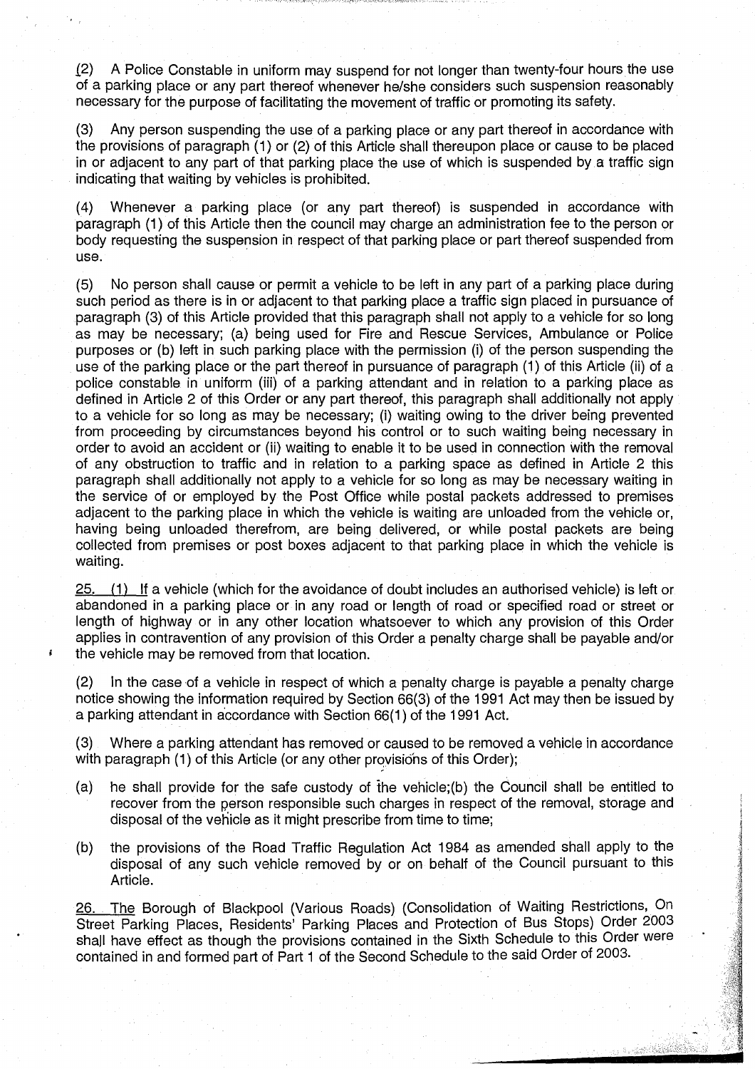(2) A Police Constable in uniform may suspend for not longer than twenty-four hours the use of a parking place or any part thereof whenever he/she considers such suspension reasonably necessary for the purpose of facilitating the movement of traffic or promoting its safety.

(3) Any person suspending the use of a parking place or any part thereof in accordance with the provisions of paragraph (1) or (2) of this Article shall thereupon place or cause to be placed in or adjacent to any part of that parking place the use of which is suspended by a traffic sign indicating that waiting by vehicles is prohibited.

(4) Whenever a parking place (or any part thereof) is suspended in accordance with paragraph (1) of this Article then the council may charge an administration fee to the person or body requesting the suspension in respect of that parking place or part thereof suspended from use.

(5) No person shall cause or permit a vehicle to be left in any part of a parking place during such period as there is in or adjacent to that parking place a traffic sign placed in pursuance of paragraph (3) of this Article provided that this paragraph shall not apply to a vehicle for so long as may be necessary; (a) being used for Fire and Rescue Services, Ambulance or Police purposes or (b) left in such parking place with the permission (i) of the person suspending the use of the parking place or the part thereof in pursuance of paragraph (1) of this Article (ii) of a police constable in uniform (iii) of a parking attendant and in relation to a parking place as defined in Article 2 of this Order or any part thereof, this paragraph shall additionally not apply to a vehicle for so long as may be necessary; (i) waiting owing to the driver being prevented from proceeding by circumstances beyond his control or to such waiting being necessary in order to avoid an accident or (ii) waiting to enable it to be used in connection with the removal of any obstruction to traffic and in relation to a parking space as defined in Article 2 this paragraph shall additionally not apply to a vehicle for so long as may be necessary waiting in the service of or employed by the Post Office while postal packets addressed to premises adjacent to the parking place in which the vehicle is waiting are unloaded from the vehicle or, having being unloaded therefrom, are being delivered, or while postal packets are being collected from premises or post boxes adjacent to that parking place in which the vehicle is waiting.

25. (1) If a vehicle (which for the avoidance of doubt includes an authorised vehicle) is left or abandoned in a parking place or in any road or length of road or specified road or street or length of highway or in any other location whatsoever to which any provision of this Order applies in contravention of any provision of this Order a penalty charge shall be payable and/or the vehicle may be removed from that location.

(2) In the case of a vehicle in respect of which a penalty charge is payable a penalty charge notice showing the information required by Section 66(3) of the 1991 Act may then be issued by a parking attendant in accordance with Section 66(1) of the 1991 Act.

(3) Where a parking attendant has removed or caused to be removed a vehicle in accordance with paragraph (1) of this Article (or any other provisions of this Order);

(a) he shall provide for the safe custody of the vehicle;(b) the Council shall be entitled to recover from the person responsible such charges in respect of the removal, storage and disposal of the vehicle as it might prescribe from time to time;

(b) the provisions of the Road Traffic Regulation Act 1984 as amended shall apply to the disposal of any such vehicle removed by or on behalf of the Council pursuant to this Article.

26. The Borough of Blackpool (Various Roads) (Consolidation of Waiting Restrictions, On Street Parking Places, Residents' Parking Places and Protection of Bus Stops) Order 2003 shall have effect as though the provisions contained in the Sixth Schedule to this Order were contained in and formed part of Part 1 of the Second Schedule to the said Order of 2003.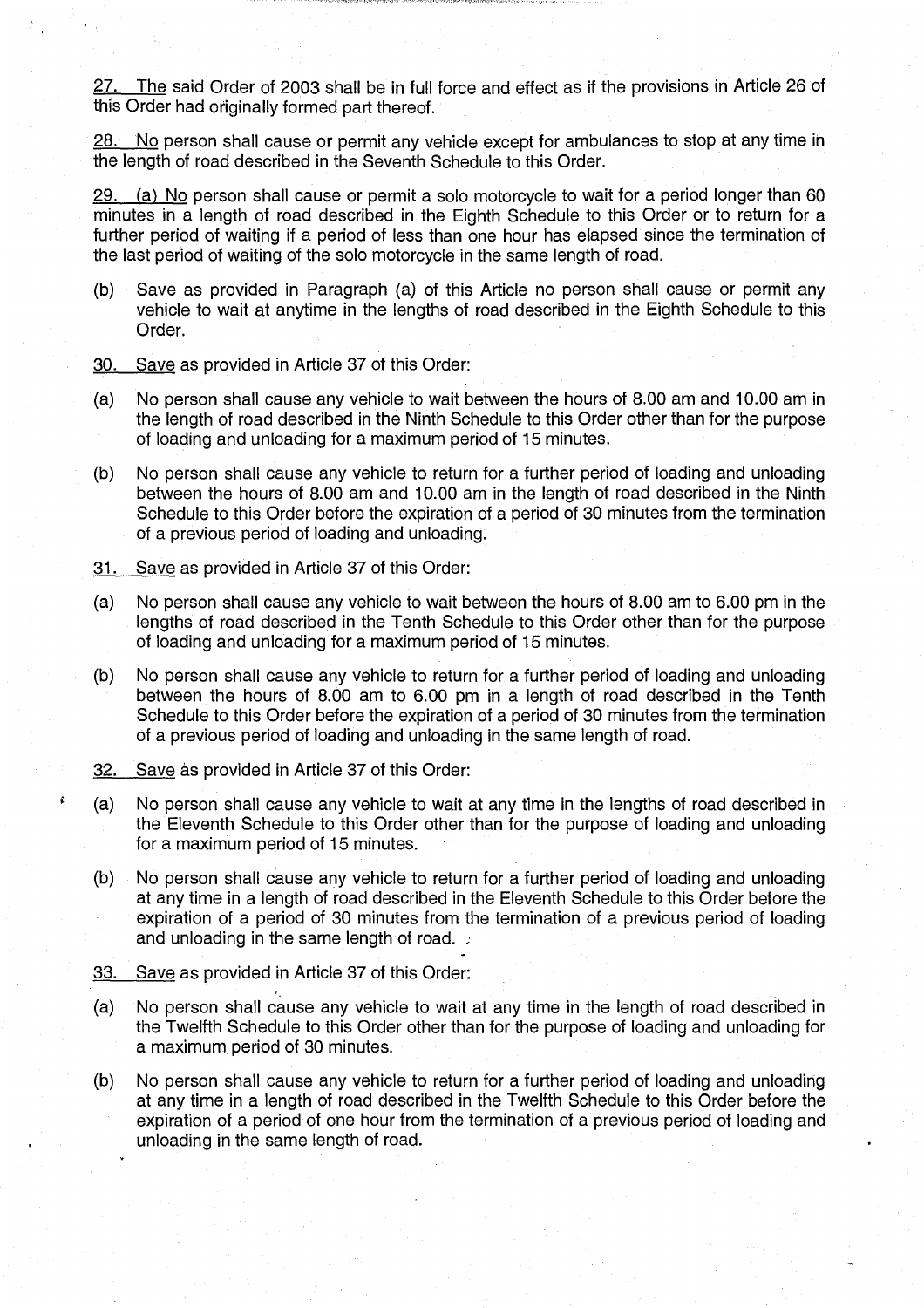27. The said Order of 2003 shall be in full force and effect as if the provisions in Article 26 of this Order had originally formed part thereof.

28. No person shall cause or permit any vehicle except for ambulances to stop at any time in the length of road described in the Seventh Schedule to this Order.

29. (a) No person shall cause or permit a solo motorcycle to wait for a period longer than 60 minutes in a length of road described in the Eighth Schedule to this Order or to return for a further period of waiting if a period of less than one hour has elapsed since the termination of the last period of waiting of the solo motorcycle in the same length of road.

(b) Save as provided in Paragraph (a) of this Article no person shall cause or permit any vehicle to wait at anytime in the lengths of road described in the Eighth Schedule to this Order.

30. Save as provided in Article 37 of this Order:

(a) No person shall cause any vehicle to wait between the hours of 8.00 am and 10.00 am in the length of road described in the Ninth Schedule to this Order other than for the purpose of loading and unloading for a maximum period of 15 minutes.

(b) No person shall cause any vehicle to return for a further period of loading and unloading between the hours of 8.00 am and 10.00 am in the length of road described in the Ninth Schedule to this Order before the expiration of a period of 30 minutes from the termination of a previous period of loading and unloading.

31. Save as provided in Article 37 of this Order:

(a) No person shall cause any vehicle to wait between the hours of 8.00 am to 6.00 pm in the lengths of road described in the Tenth Schedule to this Order other than for the purpose of loading and unloading for a maximum period of 15 minutes.

(b) No person shall cause any vehicle to return for a further period of loading and unloading between the hours of 8.00 am to 6.00 pm in a length of road described in the Tenth Schedule to this Order before the expiration of a period of 30 minutes from the termination of a previous period of loading and unloading in the same length of road.

32. Save as provided in Article 37 of this Order:

(a) No person shall cause any vehicle to wait at any time in the lengths of road described in the Eleventh Schedule to this Order other than for the purpose of loading and unloading for a maximum period of 15 minutes.

(b) No person shall cause any vehicle to return for a further period of loading and unloading at any time in a length of road described in the Eleventh Schedule to this Order before the expiration of a period of 30 minutes from the termination of a previous period of loading and unloading in the same length of road.

33. Save as provided in Article 37 of this Order:

(a) No person shall cause any vehicle to wait at any time in the length of road described in the Twelfth Schedule to this Order other than for the purpose of loading and unloading for a maximum period of 30 minutes.

(b) No person shall cause any vehicle to return for a further period of loading and unloading at any time in a length of road described in the Twelfth Schedule to this Order before the expiration of a period of one hour from the termination of a previous period of loading and unloading in the same length of road.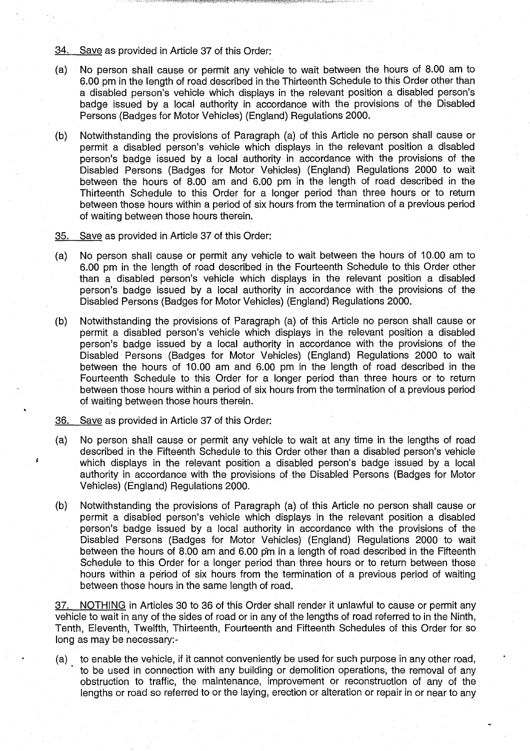34. <u>Save</u> as provided in Article 37 of this Order:

(a) No person shall cause or permit any vehicle to wait between the hours of 8.00 am to 6.00 pm in the length of road described in the Thirteenth Schedule to this Order other than a disabled person's vehicle which displays in the relevant position a disabled person's badge issued by a local authority in accordance with the provisions of the Disabled Persons (Badges for Motor Vehicles) (England) Regulations 2000.

(b) Notwithstanding the provisions of Paragraph (a) of this Article no person shall cause or permit a disabled person's vehicle which displays in the relevant position a disabled person's badge issued by a local authority in accordance with the provisions of the Disabled Persons (Badges for Motor Vehicles) (England) Regulations 2000 to wait between the hours of 8.00 am and 6.00 pm in the length of road described in the Thirteenth Schedule to this Order for a longer period than three hours or to return between those hours within a period of six hours from the termination of a previous period of waiting between those hours therein.

35. <u>Save</u> as provided in Article 37 of this Order:

(a) No person shall cause or permit any vehicle to wait between the hours of 10.00 am to 6.00 pm in the length of road described in the Fourteenth Schedule to this Order other than a disabled person's vehicle which displays in the relevant position a disabled person's badge issued by a local authority in accordance with the provisions of the Disabled Persons (Badges for Motor Vehicles) (England) Regulations 2000.

(b) Notwithstanding the provisions of Paragraph (a) of this Article no person shall cause or permit a disabled person's vehicle which displays in the relevant position a disabled person's badge issued by a local authority in accordance with the provisions of the Disabled Persons (Badges for Motor Vehicles) (England) Regulations 2000 to wait between the hours of 10.00 am and 6.00 pm in the length of road described in the Fourteenth Schedule to this Order for a longer period than three hours or to return between those hours within a period of six hours from the termination of a previous period of waiting between those hours therein.

36. <u>Save</u> as provided in Article 37 of this Order:

(a) No person shall cause or permit any vehicle to wait at any time in the lengths of road described in the Fifteenth Schedule to this Order other than a disabled person's vehicle which displays in the relevant position a disabled person's badge issued by a local authority in accordance with the provisions of the Disabled Persons (Badges for Motor Vehicles) (England) Regulations 2000.

(b) Notwithstanding the provisions of Paragraph (a) of this Article no person shall cause or permit a disabled person's vehicle which displays in the relevant position a disabled person's badge issued by a local authority in accordance with the provisions of the Disabled Persons (Badges for Motor Vehicles) (England) Regulations 2000 to wait between the hours of 8.00 am and 6.00 pm in a length of road described in the Fifteenth Schedule to this Order for a longer period than three hours or to return between those hours within a period of six hours from the termination of a previous period of waiting between those hours in the same length of road.

37. <u>NOTHING</u> in Articles 30 to 36 of this Order shall render it unlawful to cause or permit any vehicle to wait in any of the sides of road or in any of the lengths of road referred to in the Ninth, Tenth, Eleventh, Twelfth, Thirteenth, Fourteenth and Fifteenth Schedules of this Order for so long as may be necessary:-

(a) to enable the vehicle, if it cannot conveniently be used for such purpose in any other road, to be used in connection with any building or demolition operations, the removal of any obstruction to traffic, the maintenance, improvement or reconstruction of any of the lengths or road so referred to or the laying, erection or alteration or repair in or near to any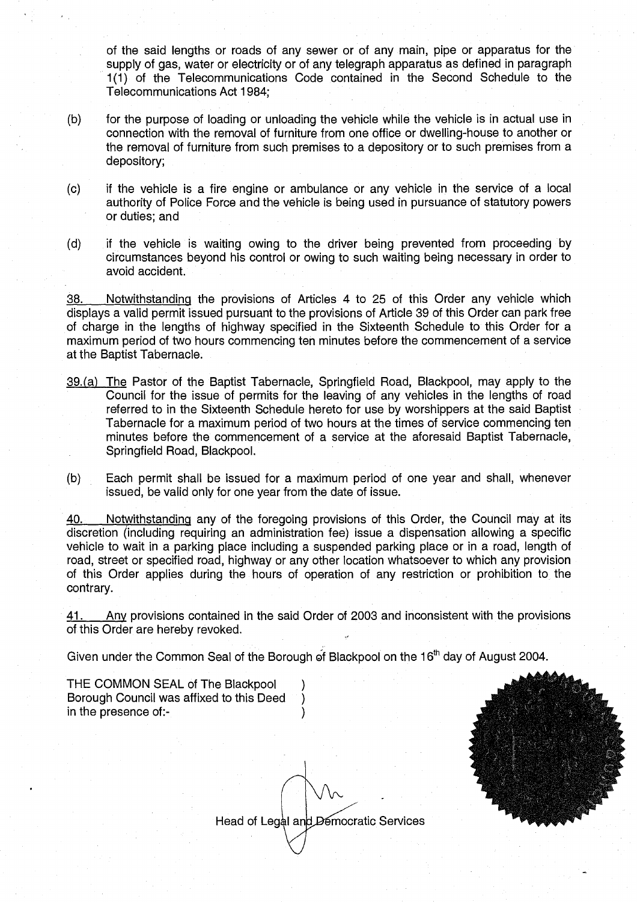of the said lengths or roads of any sewer or of any main, pipe or apparatus for the supply of gas, water or electricity or of any telegraph apparatus as defined in paragraph 1(1) of the Telecommunications Code contained in the Second Schedule to the Telecommunications Act 1984;

(b) for the purpose of loading or unloading the vehicle while the vehicle is in actual use in connection with the removal of furniture from one office or dwelling-house to another or the removal of furniture from such premises to a depository or to such premises from a depository;

(c) if the vehicle is a fire engine or ambulance or any vehicle in the service of a local authority of Police Force and the vehicle is being used in pursuance of statutory powers or duties; and

(d) if the vehicle is waiting owing to the driver being prevented from proceeding by circumstances beyond his control or owing to such waiting being necessary in order to avoid accident.

38. Notwithstanding the provisions of Articles 4 to 25 of this Order any vehicle which displays a valid permit issued pursuant to the provisions of Article 39 of this Order can park free of charge in the lengths of highway specified in the Sixteenth Schedule to this Order for a maximum period of two hours commencing ten minutes before the commencement of a service at the Baptist Tabernacle.

39.(a) The Pastor of the Baptist Tabernacle, Springfield Road, Blackpool, may apply to the Council for the issue of permits for the leaving of any vehicles in the lengths of road referred to in the Sixteenth Schedule hereto for use by worshippers at the said Baptist Tabernacle for a maximum period of two hours at the times of service commencing ten minutes before the commencement of a service at the aforesaid Baptist Tabernacle, Springfield Road, Blackpool.

(b) Each permit shall be issued for a maximum period of one year and shall, whenever issued, be valid only for one year from the date of issue.

40. Notwithstanding any of the foregoing provisions of this Order, the Council may at its discretion (including requiring an administration fee) issue a dispensation allowing a specific vehicle to wait in a parking place including a suspended parking place or in a road, length of road, street or specified road, highway or any other location whatsoever to which any provision of this Order applies during the hours of operation of any restriction or prohibition to the contrary.

41. Any provisions contained in the said Order of 2003 and inconsistent with the provisions of this Order are hereby revoked.

Given under the Common Seal of the Borough of Blackpool on the 16th day of August 2004.

THE COMMON SEAL of The Blackpool Borough Council was affixed to this Deed in the presence of:-

Head of Legal and Democratic Services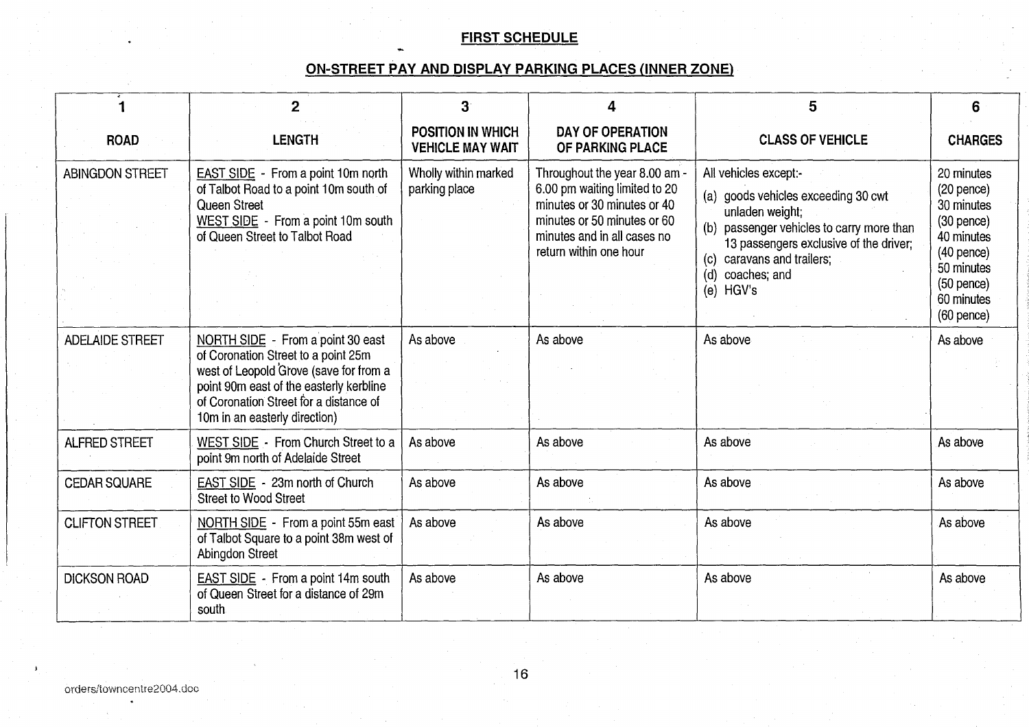## FIRST SCHEDULE

## ON-STREET PAY AND DISPLAY PARKING PLACES (INNER ZONE)

| 1<br>ROAD | 2<br>LENGTH | 3<br>POSITION IN WHICH VEHICLE MAY WAIT | 4<br>DAY OF OPERATION OF PARKING PLACE | 5<br>CLASS OF VEHICLE | 6<br>CHARGES |
|---|---|---|---|---|---|
| ABINGDON STREET | EAST SIDE - From a point 10m north of Talbot Road to a point 10m south of Queen Street<br>WEST SIDE - From a point 10m south of Queen Street to Talbot Road | Wholly within marked parking place | Throughout the year 8.00 am - 6.00 pm waiting limited to 20 minutes or 30 minutes or 40 minutes or 50 minutes or 60 minutes and in all cases no return within one hour | All vehicles except:-<br>(a) goods vehicles exceeding 30 cwt unladen weight;<br>(b) passenger vehicles to carry more than 13 passengers exclusive of the driver;<br>(c) caravans and trailers;<br>(d) coaches; and<br>(e) HGV's | 20 minutes (20 pence)<br>30 minutes (30 pence)<br>40 minutes (40 pence)<br>50 minutes (50 pence)<br>60 minutes (60 pence) |
| ADELAIDE STREET | NORTH SIDE - From a point 30 east of Coronation Street to a point 25m west of Leopold Grove (save for from a point 90m east of the easterly kerbline of Coronation Street for a distance of 10m in an easterly direction) | As above | As above | As above | As above |
| ALFRED STREET | WEST SIDE - From Church Street to a point 9m north of Adelaide Street | As above | As above | As above | As above |
| CEDAR SQUARE | EAST SIDE - 23m north of Church Street to Wood Street | As above | As above | As above | As above |
| CLIFTON STREET | NORTH SIDE - From a point 55m east of Talbot Square to a point 38m west of Abingdon Street | As above | As above | As above | As above |
| DICKSON ROAD | EAST SIDE - From a point 14m south of Queen Street for a distance of 29m south | As above | As above | As above | As above |

orders/towncentre2004.doc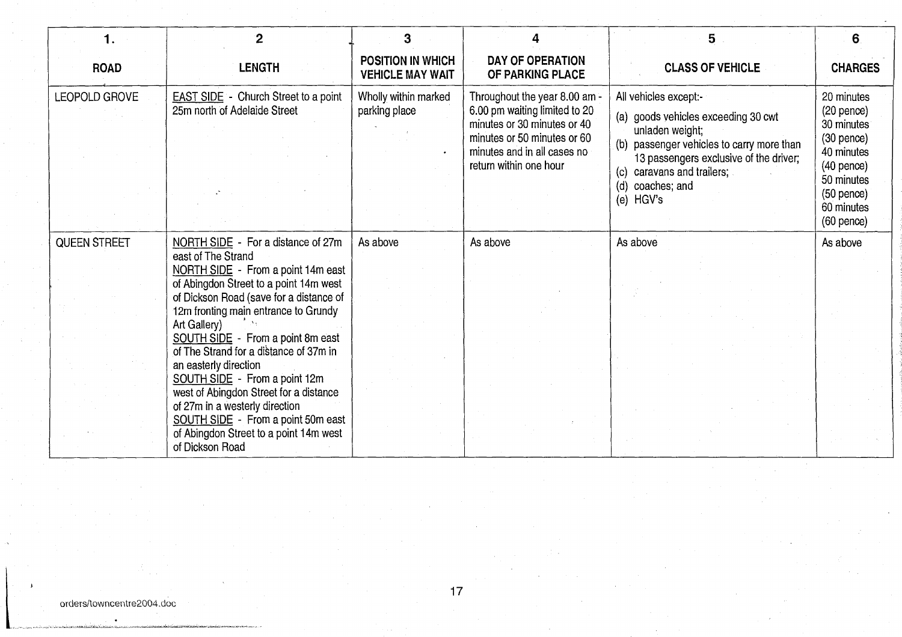| 1. ROAD | 2 LENGTH | 3 POSITION IN WHICH VEHICLE MAY WAIT | 4 DAY OF OPERATION OF PARKING PLACE | 5 CLASS OF VEHICLE | 6 CHARGES |
|---|---|---|---|---|---|
| LEOPOLD GROVE | <u>EAST SIDE</u> - Church Street to a point 25m north of Adelaide Street | Wholly within marked parking place | Throughout the year 8.00 am - 6.00 pm waiting limited to 20 minutes or 30 minutes or 40 minutes or 50 minutes or 60 minutes and in all cases no return within one hour | All vehicles except:- (a) goods vehicles exceeding 30 cwt unladen weight; (b) passenger vehicles to carry more than 13 passengers exclusive of the driver; (c) caravans and trailers; (d) coaches; and (e) HGV's | 20 minutes (20 pence) 30 minutes (30 pence) 40 minutes (40 pence) 50 minutes (50 pence) 60 minutes (60 pence) |
| QUEEN STREET | <u>NORTH SIDE</u> - For a distance of 27m east of The Strand<br><u>NORTH SIDE</u> - From a point 14m east of Abingdon Street to a point 14m west of Dickson Road (save for a distance of 12m fronting main entrance to Grundy Art Gallery)<br><u>SOUTH SIDE</u> - From a point 8m east of The Strand for a distance of 37m in an easterly direction<br><u>SOUTH SIDE</u> - From a point 12m west of Abingdon Street for a distance of 27m in a westerly direction<br><u>SOUTH SIDE</u> - From a point 50m east of Abingdon Street to a point 14m west of Dickson Road | As above | As above | As above | As above |

orders/towncentre2004.doc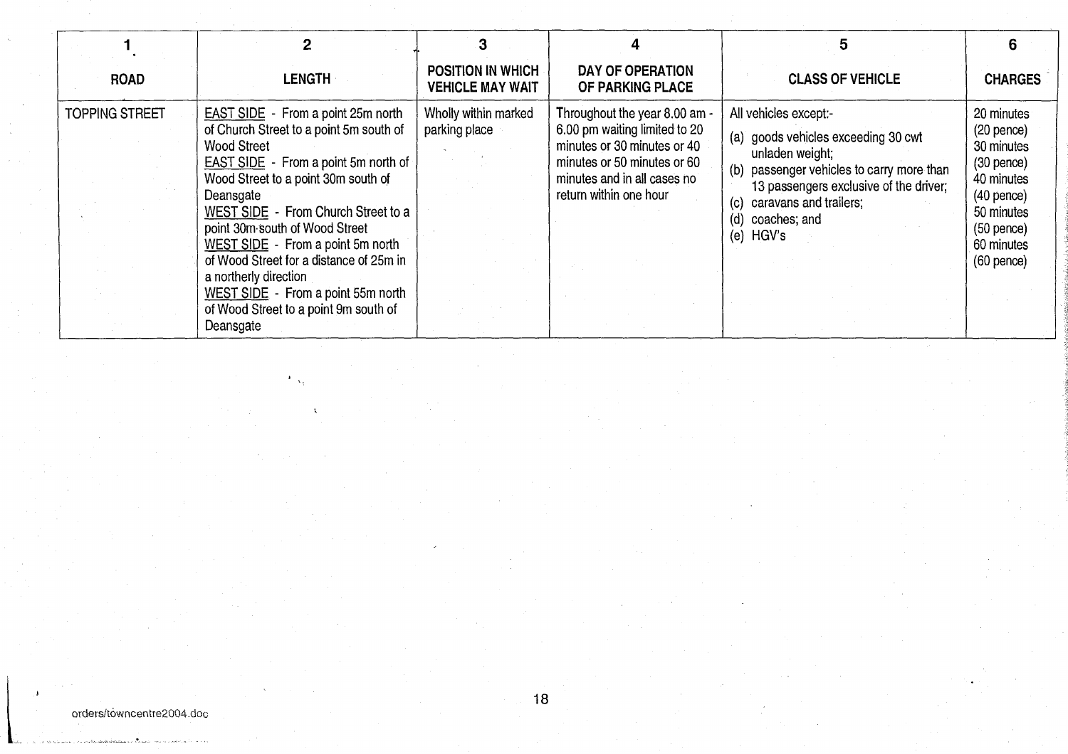| 1<br>ROAD | 2<br>LENGTH | 3<br>POSITION IN WHICH VEHICLE MAY WAIT | 4<br>DAY OF OPERATION OF PARKING PLACE | 5<br>CLASS OF VEHICLE | 6<br>CHARGES |
|---|---|---|---|---|---|
| TOPPING STREET | <u>EAST SIDE</u> - From a point 25m north of Church Street to a point 5m south of Wood Street<br><u>EAST SIDE</u> - From a point 5m north of Wood Street to a point 30m south of Deansgate<br><u>WEST SIDE</u> - From Church Street to a point 30m south of Wood Street<br><u>WEST SIDE</u> - From a point 5m north of Wood Street for a distance of 25m in a northerly direction<br><u>WEST SIDE</u> - From a point 55m north of Wood Street to a point 9m south of Deansgate | Wholly within marked parking place | Throughout the year 8.00 am - 6.00 pm waiting limited to 20 minutes or 30 minutes or 40 minutes or 50 minutes or 60 minutes and in all cases no return within one hour | All vehicles except:-<br>(a) goods vehicles exceeding 30 cwt unladen weight;<br>(b) passenger vehicles to carry more than 13 passengers exclusive of the driver;<br>(c) caravans and trailers;<br>(d) coaches; and<br>(e) HGV's | 20 minutes (20 pence)<br>30 minutes (30 pence)<br>40 minutes (40 pence)<br>50 minutes (50 pence)<br>60 minutes (60 pence) |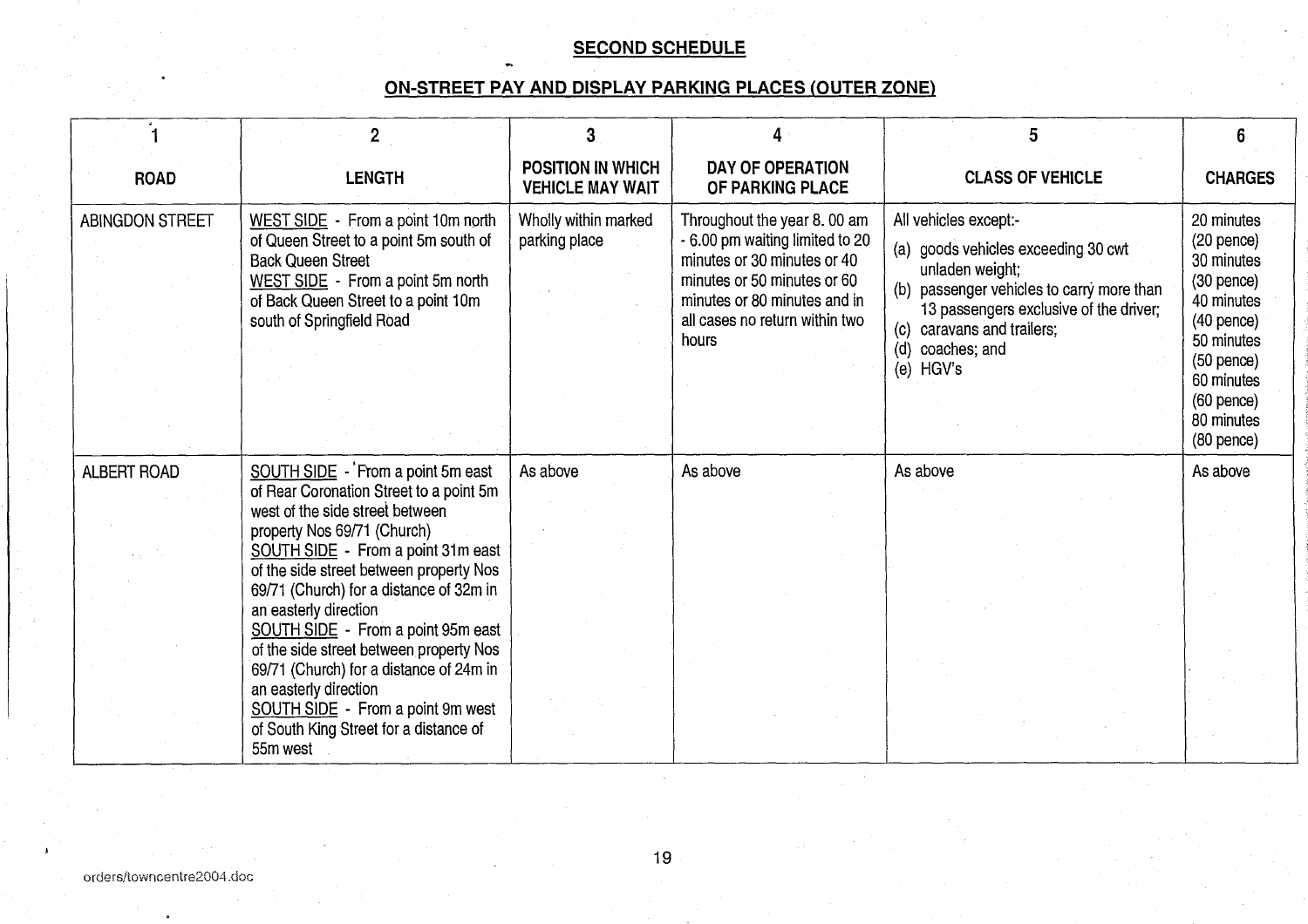## SECOND SCHEDULE

## ON-STREET PAY AND DISPLAY PARKING PLACES (OUTER ZONE)

| 1 | 2 | 3 | 4 | 5 | 6 |
|---|---|---|---|---|---|
| **ROAD** | **LENGTH** | **POSITION IN WHICH VEHICLE MAY WAIT** | **DAY OF OPERATION OF PARKING PLACE** | **CLASS OF VEHICLE** | **CHARGES** |
| ABINGDON STREET | WEST SIDE - From a point 10m north of Queen Street to a point 5m south of Back Queen Street<br>WEST SIDE - From a point 5m north of Back Queen Street to a point 10m south of Springfield Road | Wholly within marked parking place | Throughout the year 8. 00 am - 6.00 pm waiting limited to 20 minutes or 30 minutes or 40 minutes or 50 minutes or 60 minutes or 80 minutes and in all cases no return within two hours | All vehicles except:-<br>(a) goods vehicles exceeding 30 cwt unladen weight;<br>(b) passenger vehicles to carry more than 13 passengers exclusive of the driver;<br>(c) caravans and trailers;<br>(d) coaches; and<br>(e) HGV's | 20 minutes (20 pence)<br>30 minutes (30 pence)<br>40 minutes (40 pence)<br>50 minutes (50 pence)<br>60 minutes (60 pence)<br>80 minutes (80 pence) |
| ALBERT ROAD | SOUTH SIDE - From a point 5m east of Rear Coronation Street to a point 5m west of the side street between property Nos 69/71 (Church)<br>SOUTH SIDE - From a point 31m east of the side street between property Nos 69/71 (Church) for a distance of 32m in an easterly direction<br>SOUTH SIDE - From a point 95m east of the side street between property Nos 69/71 (Church) for a distance of 24m in an easterly direction<br>SOUTH SIDE - From a point 9m west of South King Street for a distance of 55m west | As above | As above | As above | As above |

orders/towncentre2004.doc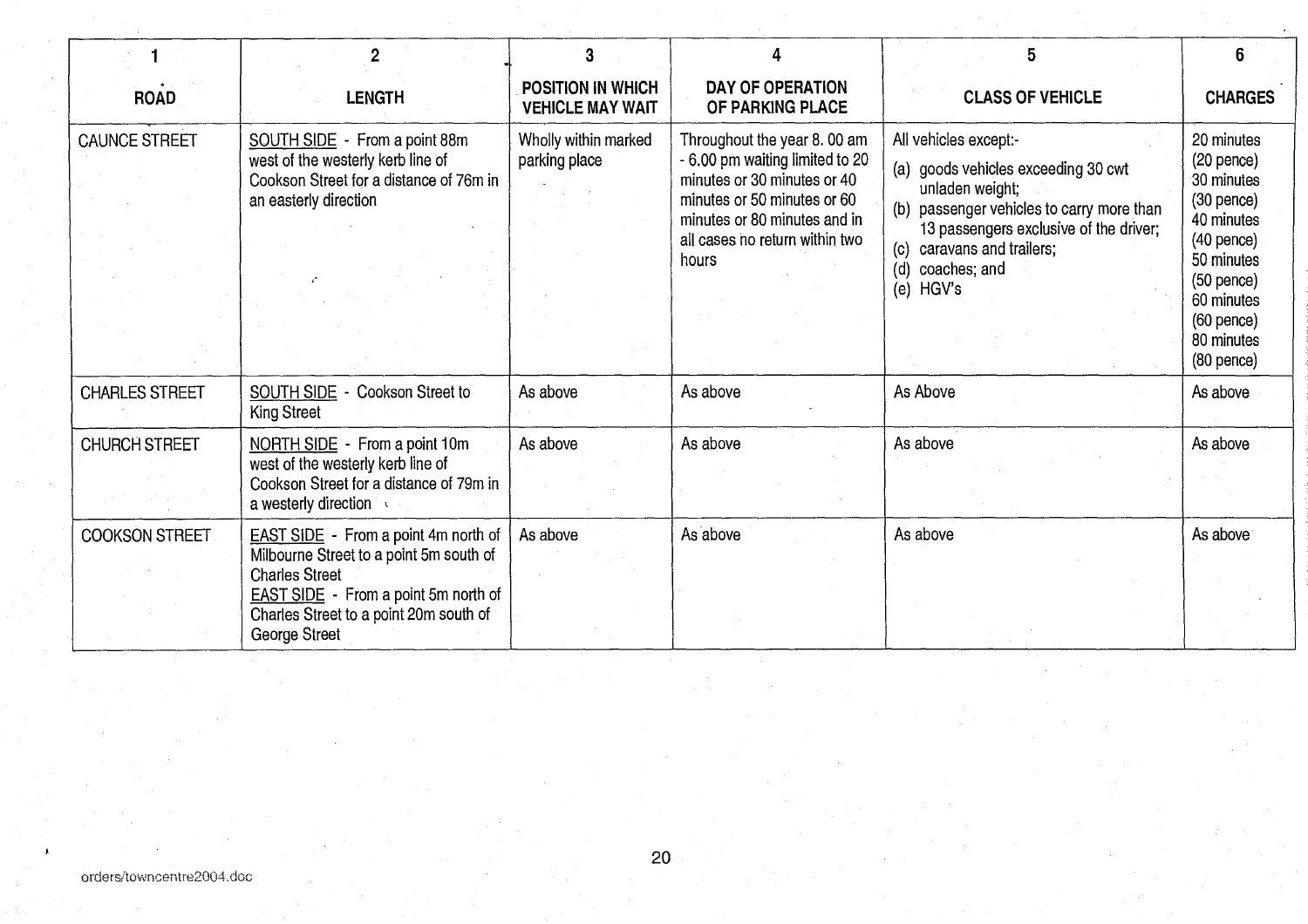| 1 | 2 | 3 | 4 | 5 | 6 |
|---|---|---|---|---|---|
| **ROAD** | **LENGTH** | **POSITION IN WHICH VEHICLE MAY WAIT** | **DAY OF OPERATION OF PARKING PLACE** | **CLASS OF VEHICLE** | **CHARGES** |
| CAUNCE STREET | SOUTH SIDE - From a point 88m west of the westerly kerb line of Cookson Street for a distance of 76m in an easterly direction | Wholly within marked parking place | Throughout the year 8. 00 am - 6.00 pm waiting limited to 20 minutes or 30 minutes or 40 minutes or 50 minutes or 60 minutes or 80 minutes and in all cases no return within two hours | All vehicles except:- (a) goods vehicles exceeding 30 cwt unladen weight; (b) passenger vehicles to carry more than 13 passengers exclusive of the driver; (c) caravans and trailers; (d) coaches; and (e) HGV's | 20 minutes (20 pence) 30 minutes (30 pence) 40 minutes (40 pence) 50 minutes (50 pence) 60 minutes (60 pence) 80 minutes (80 pence) |
| CHARLES STREET | SOUTH SIDE - Cookson Street to King Street | As above | As above | As Above | As above |
| CHURCH STREET | NORTH SIDE - From a point 10m west of the westerly kerb line of Cookson Street for a distance of 79m in a westerly direction | As above | As above | As above | As above |
| COOKSON STREET | EAST SIDE - From a point 4m north of Milbourne Street to a point 5m south of Charles Street<br>EAST SIDE - From a point 5m north of Charles Street to a point 20m south of George Street | As above | As above | As above | As above |

orders/towncentre2004.doc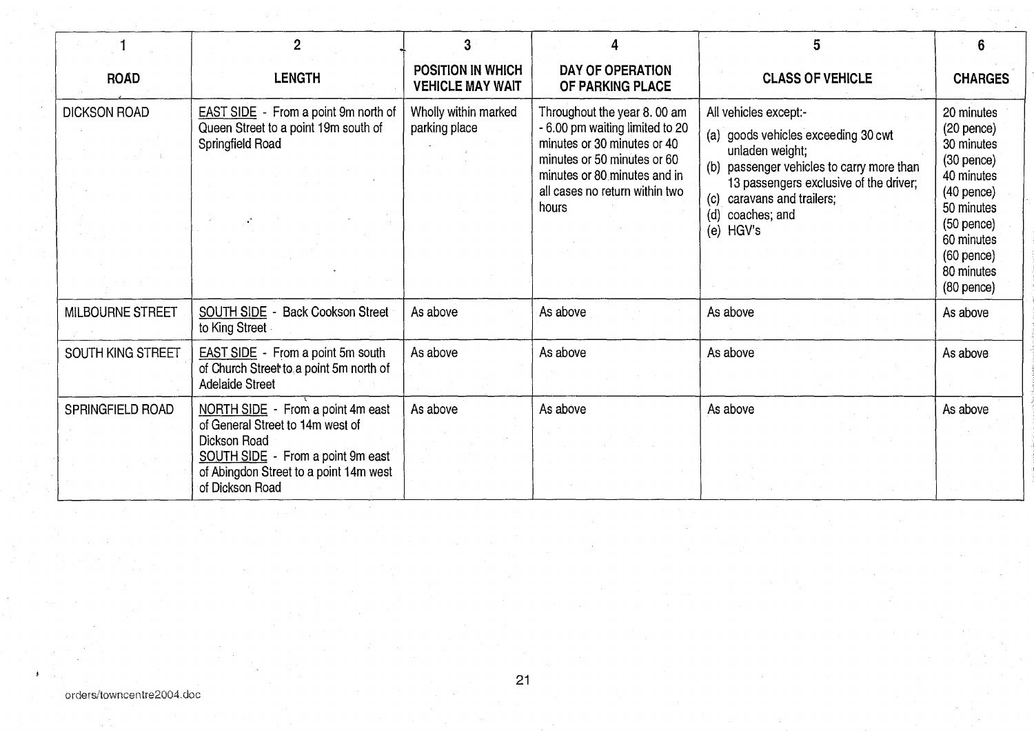| 1<br>ROAD | 2<br>LENGTH | 3<br>POSITION IN WHICH VEHICLE MAY WAIT | 4<br>DAY OF OPERATION OF PARKING PLACE | 5<br>CLASS OF VEHICLE | 6<br>CHARGES |
|---|---|---|---|---|---|
| DICKSON ROAD | EAST SIDE - From a point 9m north of Queen Street to a point 19m south of Springfield Road | Wholly within marked parking place | Throughout the year 8. 00 am - 6.00 pm waiting limited to 20 minutes or 30 minutes or 40 minutes or 50 minutes or 60 minutes or 80 minutes and in all cases no return within two hours | All vehicles except:-<br>(a) goods vehicles exceeding 30 cwt unladen weight;<br>(b) passenger vehicles to carry more than 13 passengers exclusive of the driver;<br>(c) caravans and trailers;<br>(d) coaches; and<br>(e) HGV's | 20 minutes (20 pence)<br>30 minutes (30 pence)<br>40 minutes (40 pence)<br>50 minutes (50 pence)<br>60 minutes (60 pence)<br>80 minutes (80 pence) |
| MILBOURNE STREET | SOUTH SIDE - Back Cookson Street to King Street | As above | As above | As above | As above |
| SOUTH KING STREET | EAST SIDE - From a point 5m south of Church Street to a point 5m north of Adelaide Street | As above | As above | As above | As above |
| SPRINGFIELD ROAD | NORTH SIDE - From a point 4m east of General Street to 14m west of Dickson Road<br>SOUTH SIDE - From a point 9m east of Abingdon Street to a point 14m west of Dickson Road | As above | As above | As above | As above |

orders/towncentre2004.doc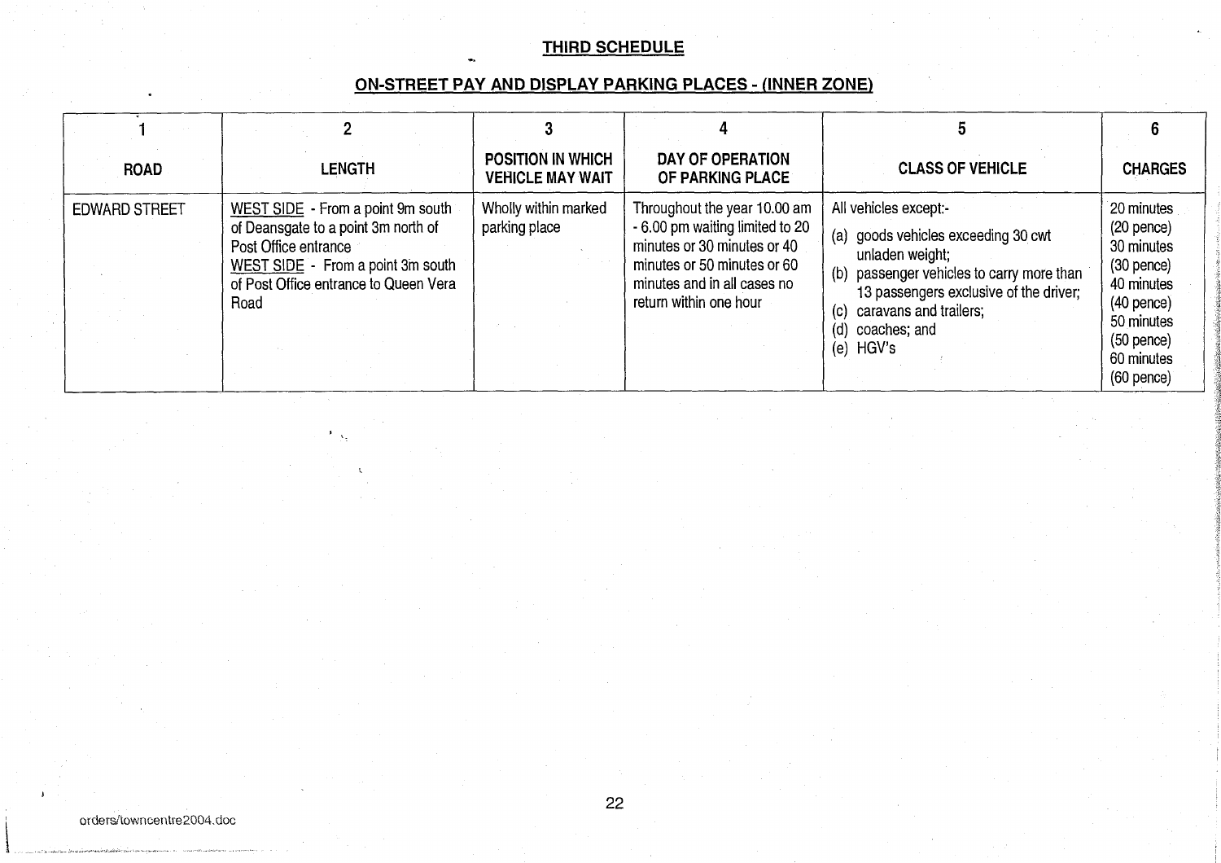## THIRD SCHEDULE

## ON-STREET PAY AND DISPLAY PARKING PLACES - (INNER ZONE)

| 1 | 2 | 3 | 4 | 5 | 6 |
|---|---|---|---|---|---|
| **ROAD** | **LENGTH** | **POSITION IN WHICH VEHICLE MAY WAIT** | **DAY OF OPERATION OF PARKING PLACE** | **CLASS OF VEHICLE** | **CHARGES** |
| EDWARD STREET | WEST SIDE - From a point 9m south of Deansgate to a point 3m north of Post Office entrance<br>WEST SIDE - From a point 3m south of Post Office entrance to Queen Vera Road | Wholly within marked parking place | Throughout the year 10.00 am - 6.00 pm waiting limited to 20 minutes or 30 minutes or 40 minutes or 50 minutes or 60 minutes and in all cases no return within one hour | All vehicles except:-<br>(a) goods vehicles exceeding 30 cwt unladen weight;<br>(b) passenger vehicles to carry more than 13 passengers exclusive of the driver;<br>(c) caravans and trailers;<br>(d) coaches; and<br>(e) HGV's | 20 minutes (20 pence)<br>30 minutes (30 pence)<br>40 minutes (40 pence)<br>50 minutes (50 pence)<br>60 minutes (60 pence) |

orders/towncentre2004.doc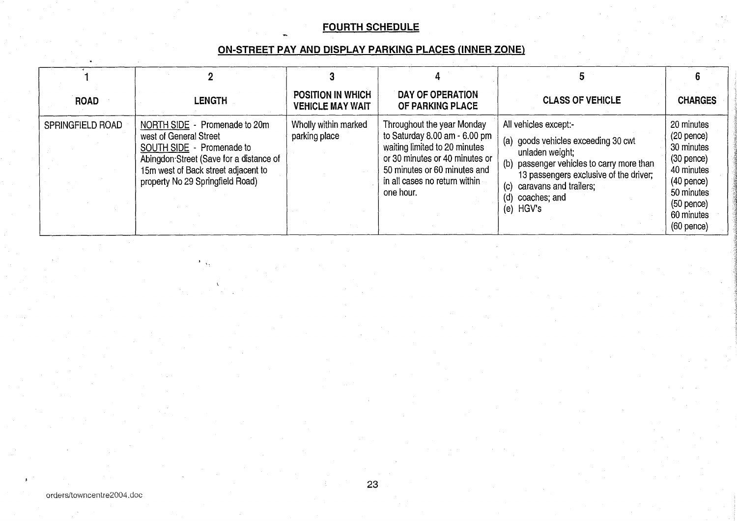## FOURTH SCHEDULE

## ON-STREET PAY AND DISPLAY PARKING PLACES (INNER ZONE)

| 1 | 2 | 3 | 4 | 5 | 6 |
|---|---|---|---|---|---|
| **ROAD** | **LENGTH** | **POSITION IN WHICH VEHICLE MAY WAIT** | **DAY OF OPERATION OF PARKING PLACE** | **CLASS OF VEHICLE** | **CHARGES** |
| SPRINGFIELD ROAD | NORTH SIDE - Promenade to 20m west of General Street<br>SOUTH SIDE - Promenade to Abingdon Street (Save for a distance of 15m west of Back street adjacent to property No 29 Springfield Road) | Wholly within marked parking place | Throughout the year Monday to Saturday 8.00 am - 6.00 pm waiting limited to 20 minutes or 30 minutes or 40 minutes or 50 minutes or 60 minutes and in all cases no return within one hour. | All vehicles except:-<br>(a) goods vehicles exceeding 30 cwt unladen weight;<br>(b) passenger vehicles to carry more than 13 passengers exclusive of the driver;<br>(c) caravans and trailers;<br>(d) coaches; and<br>(e) HGV's | 20 minutes (20 pence)<br>30 minutes (30 pence)<br>40 minutes (40 pence)<br>50 minutes (50 pence)<br>60 minutes (60 pence) |

orders/towncentre2004.doc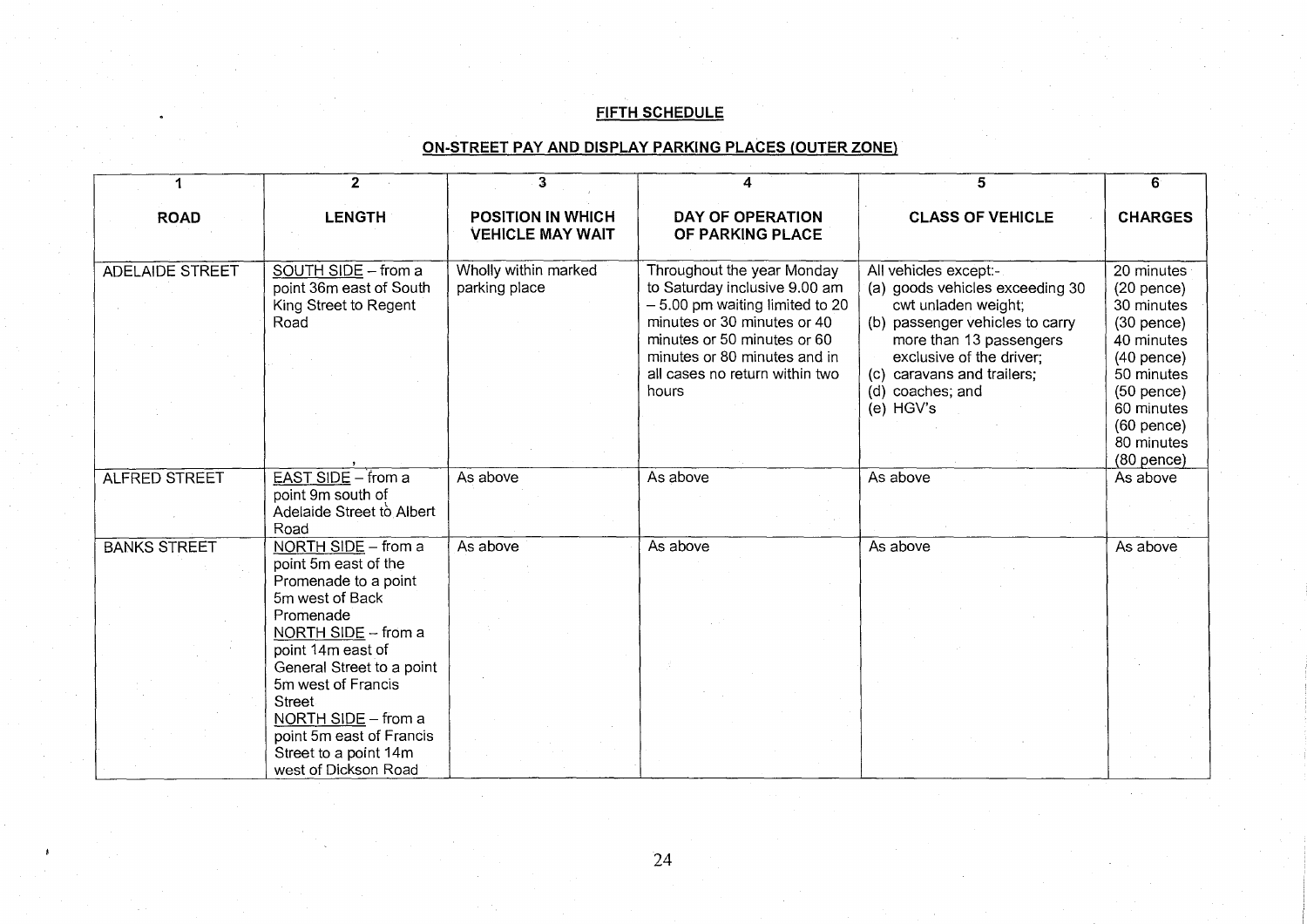## FIFTH SCHEDULE

## ON-STREET PAY AND DISPLAY PARKING PLACES (OUTER ZONE)

| 1<br>ROAD | 2<br>LENGTH | 3<br>POSITION IN WHICH VEHICLE MAY WAIT | 4<br>DAY OF OPERATION OF PARKING PLACE | 5<br>CLASS OF VEHICLE | 6<br>CHARGES |
|---|---|---|---|---|---|
| ADELAIDE STREET | SOUTH SIDE – from a point 36m east of South King Street to Regent Road | Wholly within marked parking place | Throughout the year Monday to Saturday inclusive 9.00 am – 5.00 pm waiting limited to 20 minutes or 30 minutes or 40 minutes or 50 minutes or 60 minutes or 80 minutes and in all cases no return within two hours | All vehicles except:-<br>(a) goods vehicles exceeding 30 cwt unladen weight;<br>(b) passenger vehicles to carry more than 13 passengers exclusive of the driver;<br>(c) caravans and trailers;<br>(d) coaches; and<br>(e) HGV's | 20 minutes (20 pence)<br>30 minutes (30 pence)<br>40 minutes (40 pence)<br>50 minutes (50 pence)<br>60 minutes (60 pence)<br>80 minutes (80 pence) |
| ALFRED STREET | EAST SIDE – from a point 9m south of Adelaide Street to Albert Road | As above | As above | As above | As above |
| BANKS STREET | NORTH SIDE – from a point 5m east of the Promenade to a point 5m west of Back Promenade<br>NORTH SIDE – from a point 14m east of General Street to a point 5m west of Francis Street<br>NORTH SIDE – from a point 5m east of Francis Street to a point 14m west of Dickson Road | As above | As above | As above | As above |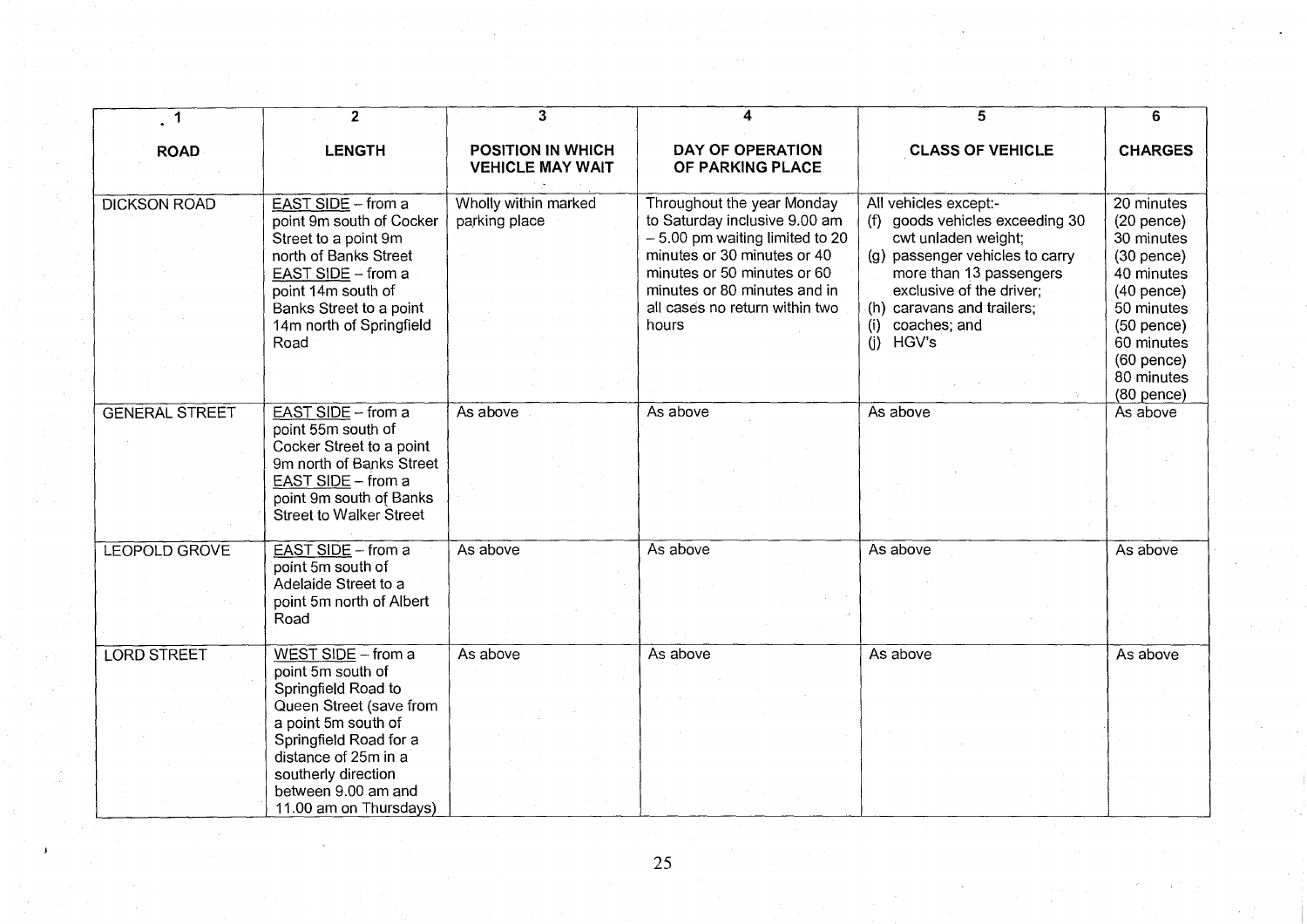| 1 | 2 | 3 | 4 | 5 | 6 |
|---|---|---|---|---|---|
| **ROAD** | **LENGTH** | **POSITION IN WHICH VEHICLE MAY WAIT** | **DAY OF OPERATION OF PARKING PLACE** | **CLASS OF VEHICLE** | **CHARGES** |
| DICKSON ROAD | EAST SIDE – from a point 9m south of Cocker Street to a point 9m north of Banks Street<br>EAST SIDE – from a point 14m south of Banks Street to a point 14m north of Springfield Road | Wholly within marked parking place | Throughout the year Monday to Saturday inclusive 9.00 am – 5.00 pm waiting limited to 20 minutes or 30 minutes or 40 minutes or 50 minutes or 60 minutes or 80 minutes and in all cases no return within two hours | All vehicles except:-<br>(f) goods vehicles exceeding 30 cwt unladen weight;<br>(g) passenger vehicles to carry more than 13 passengers exclusive of the driver;<br>(h) caravans and trailers;<br>(i) coaches; and<br>(j) HGV's | 20 minutes (20 pence)<br>30 minutes (30 pence)<br>40 minutes (40 pence)<br>50 minutes (50 pence)<br>60 minutes (60 pence)<br>80 minutes (80 pence) |
| GENERAL STREET | EAST SIDE – from a point 55m south of Cocker Street to a point 9m north of Banks Street<br>EAST SIDE – from a point 9m south of Banks Street to Walker Street | As above | As above | As above | As above |
| LEOPOLD GROVE | EAST SIDE – from a point 5m south of Adelaide Street to a point 5m north of Albert Road | As above | As above | As above | As above |
| LORD STREET | WEST SIDE – from a point 5m south of Springfield Road to Queen Street (save from a point 5m south of Springfield Road for a distance of 25m in a southerly direction between 9.00 am and 11.00 am on Thursdays) | As above | As above | As above | As above |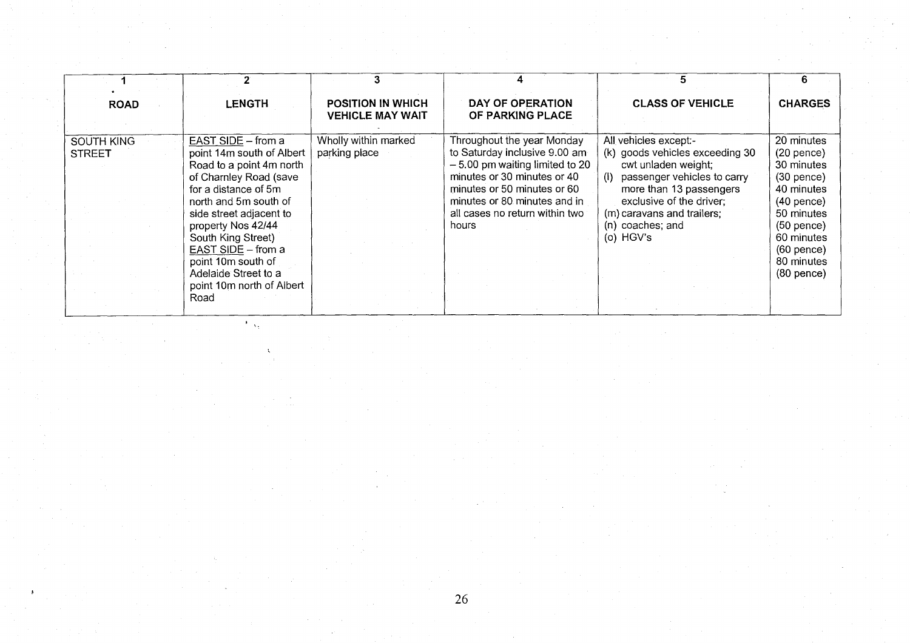| 1 ROAD | 2 LENGTH | 3 POSITION IN WHICH VEHICLE MAY WAIT | 4 DAY OF OPERATION OF PARKING PLACE | 5 CLASS OF VEHICLE | 6 CHARGES |
|---|---|---|---|---|---|
| SOUTH KING STREET | EAST SIDE – from a point 14m south of Albert Road to a point 4m north of Charnley Road (save for a distance of 5m north and 5m south of side street adjacent to property Nos 42/44 South King Street)<br>EAST SIDE – from a point 10m south of Adelaide Street to a point 10m north of Albert Road | Wholly within marked parking place | Throughout the year Monday to Saturday inclusive 9.00 am – 5.00 pm waiting limited to 20 minutes or 30 minutes or 40 minutes or 50 minutes or 60 minutes or 80 minutes and in all cases no return within two hours | All vehicles except:-<br>(k) goods vehicles exceeding 30 cwt unladen weight;<br>(l) passenger vehicles to carry more than 13 passengers exclusive of the driver;<br>(m) caravans and trailers;<br>(n) coaches; and<br>(o) HGV's | 20 minutes (20 pence)<br>30 minutes (30 pence)<br>40 minutes (40 pence)<br>50 minutes (50 pence)<br>60 minutes (60 pence)<br>80 minutes (80 pence) |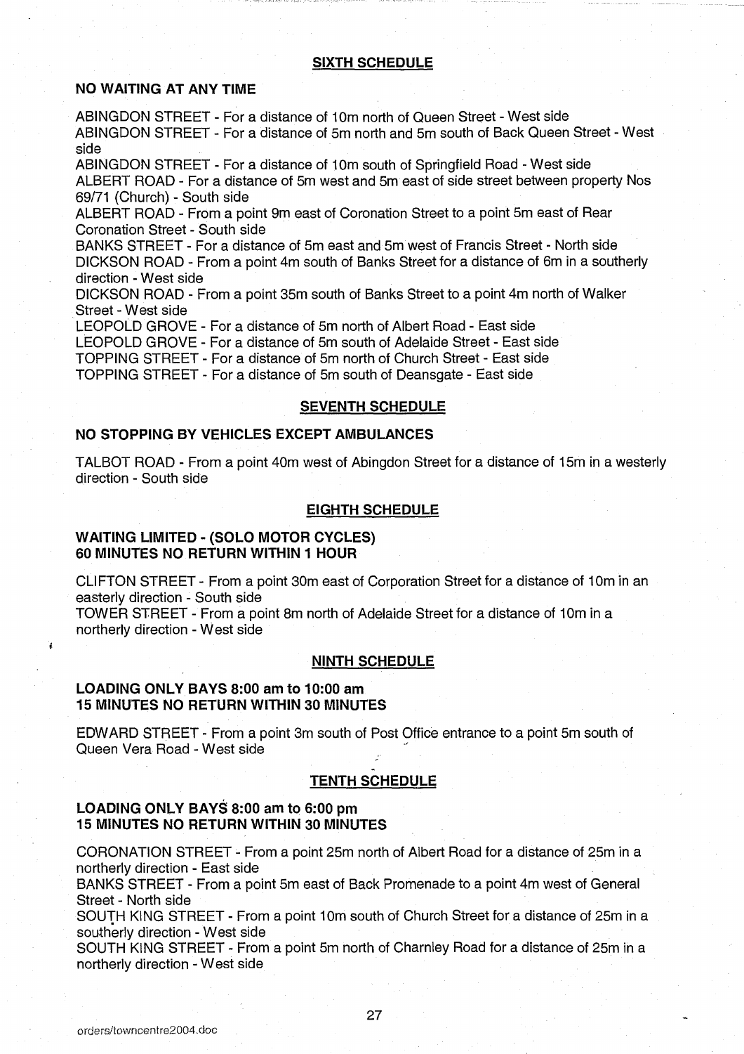## SIXTH SCHEDULE

### NO WAITING AT ANY TIME

ABINGDON STREET - For a distance of 10m north of Queen Street - West side
ABINGDON STREET - For a distance of 5m north and 5m south of Back Queen Street - West side
ABINGDON STREET - For a distance of 10m south of Springfield Road - West side
ALBERT ROAD - For a distance of 5m west and 5m east of side street between property Nos 69/71 (Church) - South side
ALBERT ROAD - From a point 9m east of Coronation Street to a point 5m east of Rear Coronation Street - South side
BANKS STREET - For a distance of 5m east and 5m west of Francis Street - North side
DICKSON ROAD - From a point 4m south of Banks Street for a distance of 6m in a southerly direction - West side
DICKSON ROAD - From a point 35m south of Banks Street to a point 4m north of Walker Street - West side
LEOPOLD GROVE - For a distance of 5m north of Albert Road - East side
LEOPOLD GROVE - For a distance of 5m south of Adelaide Street - East side
TOPPING STREET - For a distance of 5m north of Church Street - East side
TOPPING STREET - For a distance of 5m south of Deansgate - East side

## SEVENTH SCHEDULE

### NO STOPPING BY VEHICLES EXCEPT AMBULANCES

TALBOT ROAD - From a point 40m west of Abingdon Street for a distance of 15m in a westerly direction - South side

## EIGHTH SCHEDULE

### WAITING LIMITED - (SOLO MOTOR CYCLES) 60 MINUTES NO RETURN WITHIN 1 HOUR

CLIFTON STREET - From a point 30m east of Corporation Street for a distance of 10m in an easterly direction - South side
TOWER STREET - From a point 8m north of Adelaide Street for a distance of 10m in a northerly direction - West side

## NINTH SCHEDULE

### LOADING ONLY BAYS 8:00 am to 10:00 am 15 MINUTES NO RETURN WITHIN 30 MINUTES

EDWARD STREET - From a point 3m south of Post Office entrance to a point 5m south of Queen Vera Road - West side

## TENTH SCHEDULE

### LOADING ONLY BAYS 8:00 am to 6:00 pm 15 MINUTES NO RETURN WITHIN 30 MINUTES

CORONATION STREET - From a point 25m north of Albert Road for a distance of 25m in a northerly direction - East side
BANKS STREET - From a point 5m east of Back Promenade to a point 4m west of General Street - North side
SOUTH KING STREET - From a point 10m south of Church Street for a distance of 25m in a southerly direction - West side
SOUTH KING STREET - From a point 5m north of Charnley Road for a distance of 25m in a northerly direction - West side

orders/towncentre2004.doc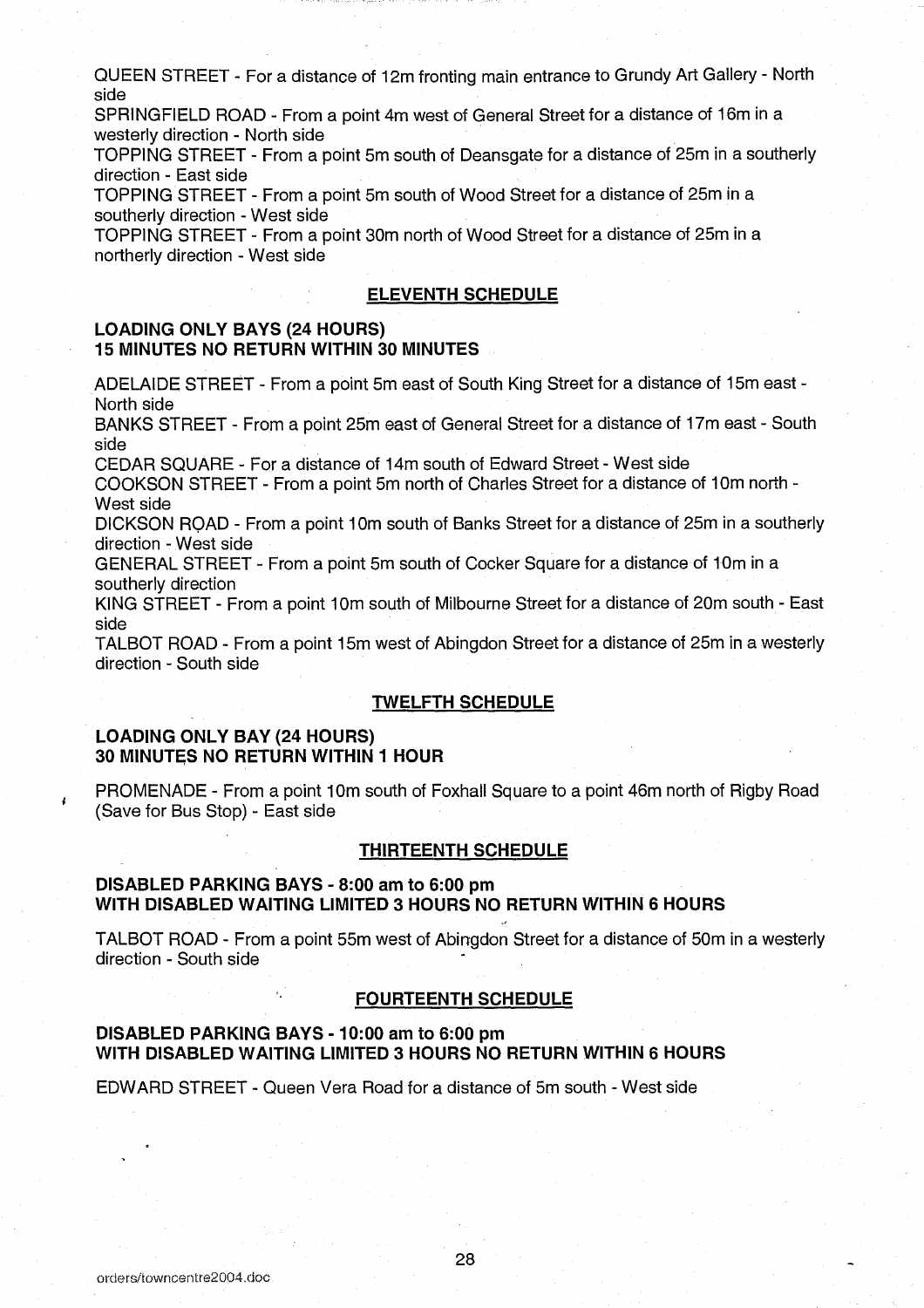QUEEN STREET - For a distance of 12m fronting main entrance to Grundy Art Gallery - North side

SPRINGFIELD ROAD - From a point 4m west of General Street for a distance of 16m in a westerly direction - North side

TOPPING STREET - From a point 5m south of Deansgate for a distance of 25m in a southerly direction - East side

TOPPING STREET - From a point 5m south of Wood Street for a distance of 25m in a southerly direction - West side

TOPPING STREET - From a point 30m north of Wood Street for a distance of 25m in a northerly direction - West side

## ELEVENTH SCHEDULE

**LOADING ONLY BAYS (24 HOURS)**
**15 MINUTES NO RETURN WITHIN 30 MINUTES**

ADELAIDE STREET - From a point 5m east of South King Street for a distance of 15m east - North side

BANKS STREET - From a point 25m east of General Street for a distance of 17m east - South side

CEDAR SQUARE - For a distance of 14m south of Edward Street - West side

COOKSON STREET - From a point 5m north of Charles Street for a distance of 10m north - West side

DICKSON ROAD - From a point 10m south of Banks Street for a distance of 25m in a southerly direction - West side

GENERAL STREET - From a point 5m south of Cocker Square for a distance of 10m in a southerly direction

KING STREET - From a point 10m south of Milbourne Street for a distance of 20m south - East side

TALBOT ROAD - From a point 15m west of Abingdon Street for a distance of 25m in a westerly direction - South side

## TWELFTH SCHEDULE

**LOADING ONLY BAY (24 HOURS)**
**30 MINUTES NO RETURN WITHIN 1 HOUR**

PROMENADE - From a point 10m south of Foxhall Square to a point 46m north of Rigby Road (Save for Bus Stop) - East side

## THIRTEENTH SCHEDULE

**DISABLED PARKING BAYS - 8:00 am to 6:00 pm**
**WITH DISABLED WAITING LIMITED 3 HOURS NO RETURN WITHIN 6 HOURS**

TALBOT ROAD - From a point 55m west of Abingdon Street for a distance of 50m in a westerly direction - South side

## FOURTEENTH SCHEDULE

**DISABLED PARKING BAYS - 10:00 am to 6:00 pm**
**WITH DISABLED WAITING LIMITED 3 HOURS NO RETURN WITHIN 6 HOURS**

EDWARD STREET - Queen Vera Road for a distance of 5m south - West side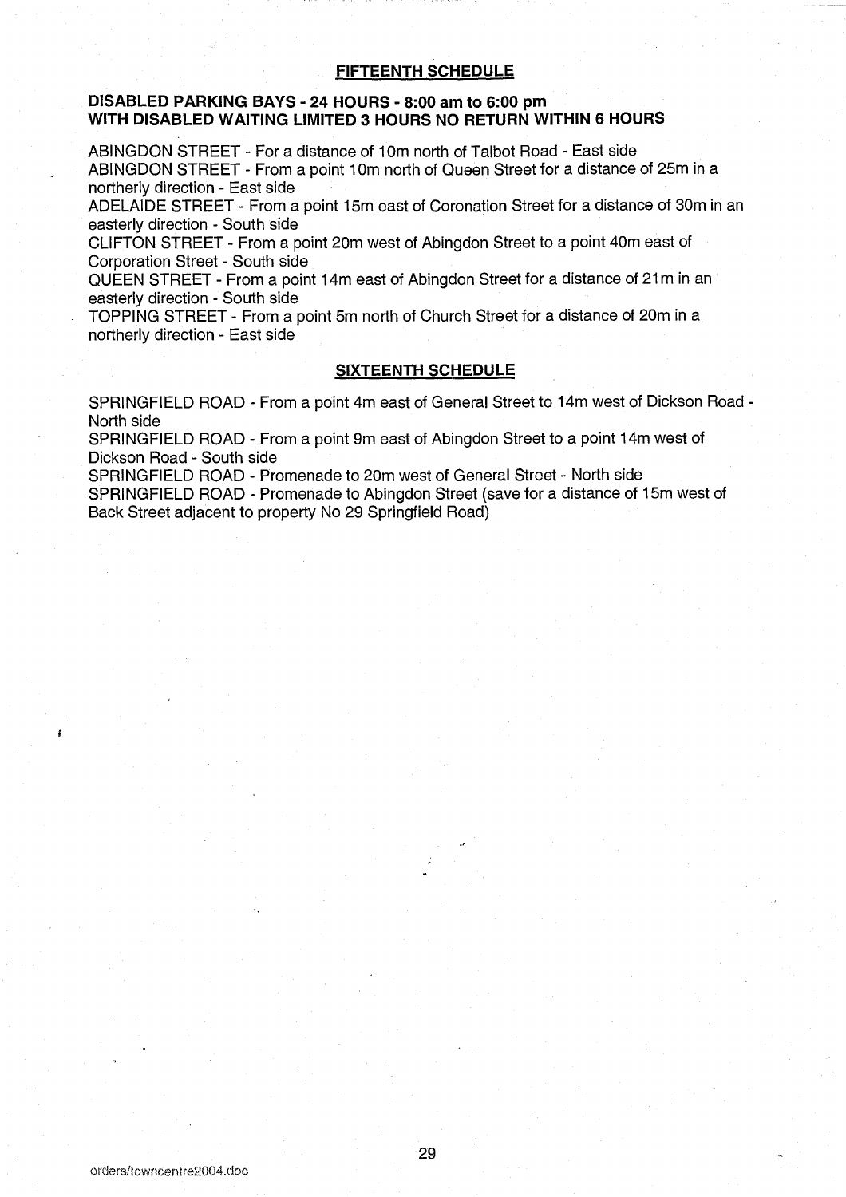## FIFTEENTH SCHEDULE

**DISABLED PARKING BAYS - 24 HOURS - 8:00 am to 6:00 pm WITH DISABLED WAITING LIMITED 3 HOURS NO RETURN WITHIN 6 HOURS**

ABINGDON STREET - For a distance of 10m north of Talbot Road - East side
ABINGDON STREET - From a point 10m north of Queen Street for a distance of 25m in a northerly direction - East side
ADELAIDE STREET - From a point 15m east of Coronation Street for a distance of 30m in an easterly direction - South side
CLIFTON STREET - From a point 20m west of Abingdon Street to a point 40m east of Corporation Street - South side
QUEEN STREET - From a point 14m east of Abingdon Street for a distance of 21m in an easterly direction - South side
TOPPING STREET - From a point 5m north of Church Street for a distance of 20m in a northerly direction - East side

## SIXTEENTH SCHEDULE

SPRINGFIELD ROAD - From a point 4m east of General Street to 14m west of Dickson Road - North side
SPRINGFIELD ROAD - From a point 9m east of Abingdon Street to a point 14m west of Dickson Road - South side
SPRINGFIELD ROAD - Promenade to 20m west of General Street - North side
SPRINGFIELD ROAD - Promenade to Abingdon Street (save for a distance of 15m west of Back Street adjacent to property No 29 Springfield Road)